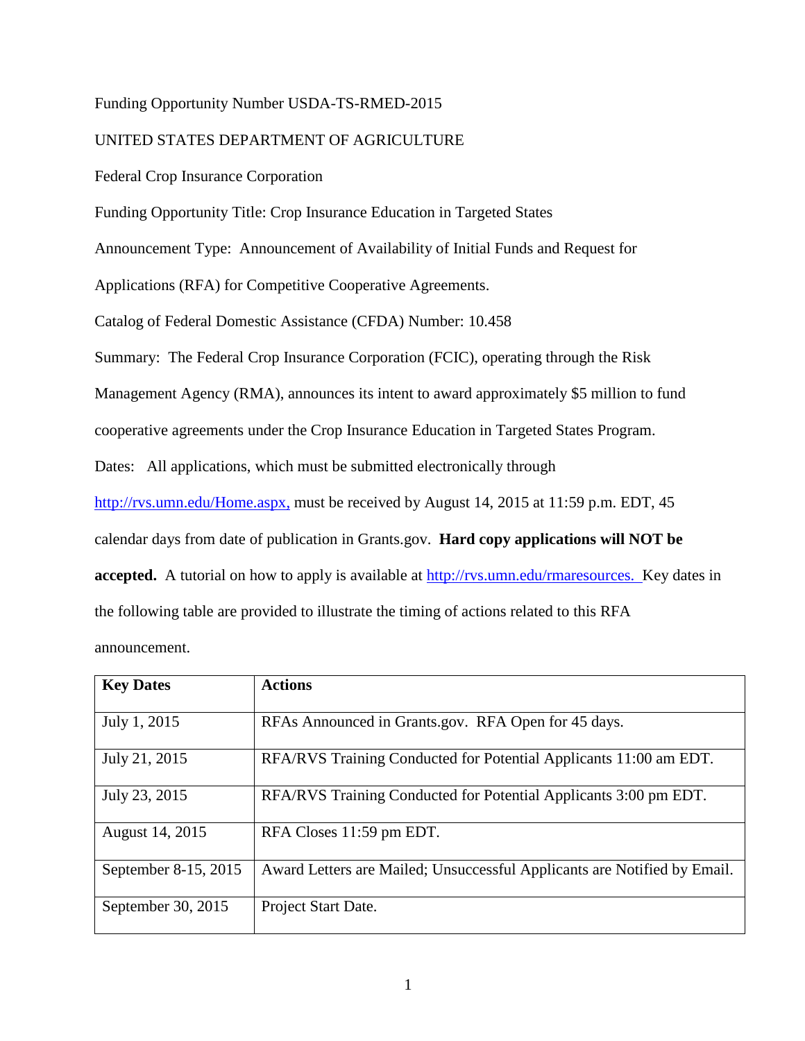Funding Opportunity Number USDA-TS-RMED-2015

UNITED STATES DEPARTMENT OF AGRICULTURE

Federal Crop Insurance Corporation

Funding Opportunity Title: Crop Insurance Education in Targeted States

Announcement Type: Announcement of Availability of Initial Funds and Request for Applications (RFA) for Competitive Cooperative Agreements.

Catalog of Federal Domestic Assistance (CFDA) Number: 10.458

Summary: The Federal Crop Insurance Corporation (FCIC), operating through the Risk Management Agency (RMA), announces its intent to award approximately $5 million to fund cooperative agreements under the Crop Insurance Education in Targeted States Program.

Dates: All applications, which must be submitted electronically through [http://rvs.umn.edu/Home.aspx,](http://rvs.umn.edu/Home.aspx) must be received by August 14, 2015 at 11:59 p.m. EDT, 45 calendar days from date of publication in Grants.gov. **Hard copy applications will NOT be accepted.** A tutorial on how to apply is available at [http://rvs.umn.edu/rmaresources.](http://rvs.umn.edu/rmaresources) Key dates in the following table are provided to illustrate the timing of actions related to this RFA announcement.

| Key Dates | Actions |
|---|---|
| July 1, 2015 | RFAs Announced in Grants.gov. RFA Open for 45 days. |
| July 21, 2015 | RFA/RVS Training Conducted for Potential Applicants 11:00 am EDT. |
| July 23, 2015 | RFA/RVS Training Conducted for Potential Applicants 3:00 pm EDT. |
| August 14, 2015 | RFA Closes 11:59 pm EDT. |
| September 8-15, 2015 | Award Letters are Mailed; Unsuccessful Applicants are Notified by Email. |
| September 30, 2015 | Project Start Date. |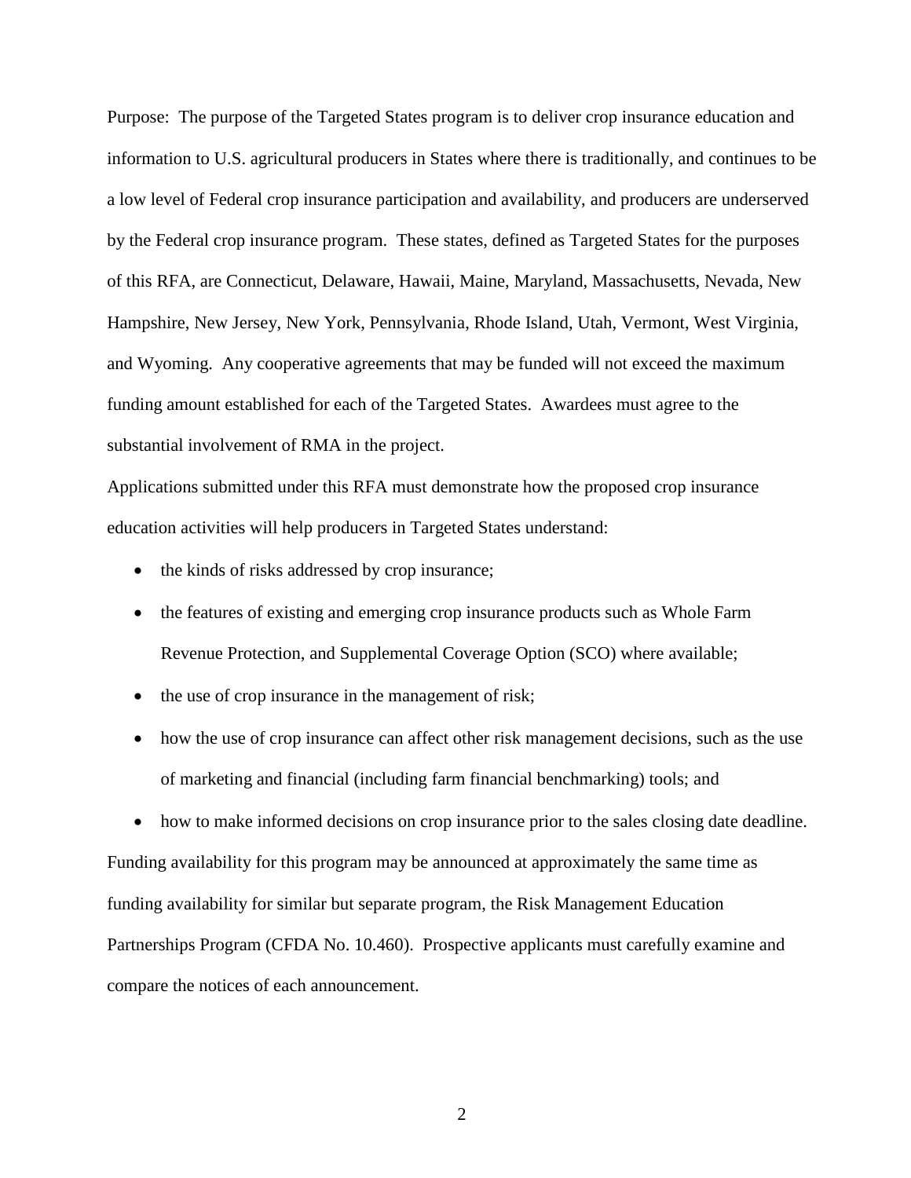Purpose: The purpose of the Targeted States program is to deliver crop insurance education and information to U.S. agricultural producers in States where there is traditionally, and continues to be a low level of Federal crop insurance participation and availability, and producers are underserved by the Federal crop insurance program. These states, defined as Targeted States for the purposes of this RFA, are Connecticut, Delaware, Hawaii, Maine, Maryland, Massachusetts, Nevada, New Hampshire, New Jersey, New York, Pennsylvania, Rhode Island, Utah, Vermont, West Virginia, and Wyoming. Any cooperative agreements that may be funded will not exceed the maximum funding amount established for each of the Targeted States. Awardees must agree to the substantial involvement of RMA in the project.

Applications submitted under this RFA must demonstrate how the proposed crop insurance education activities will help producers in Targeted States understand:

- the kinds of risks addressed by crop insurance;
- the features of existing and emerging crop insurance products such as Whole Farm Revenue Protection, and Supplemental Coverage Option (SCO) where available;
- the use of crop insurance in the management of risk;
- how the use of crop insurance can affect other risk management decisions, such as the use of marketing and financial (including farm financial benchmarking) tools; and
- how to make informed decisions on crop insurance prior to the sales closing date deadline.

Funding availability for this program may be announced at approximately the same time as funding availability for similar but separate program, the Risk Management Education Partnerships Program (CFDA No. 10.460). Prospective applicants must carefully examine and compare the notices of each announcement.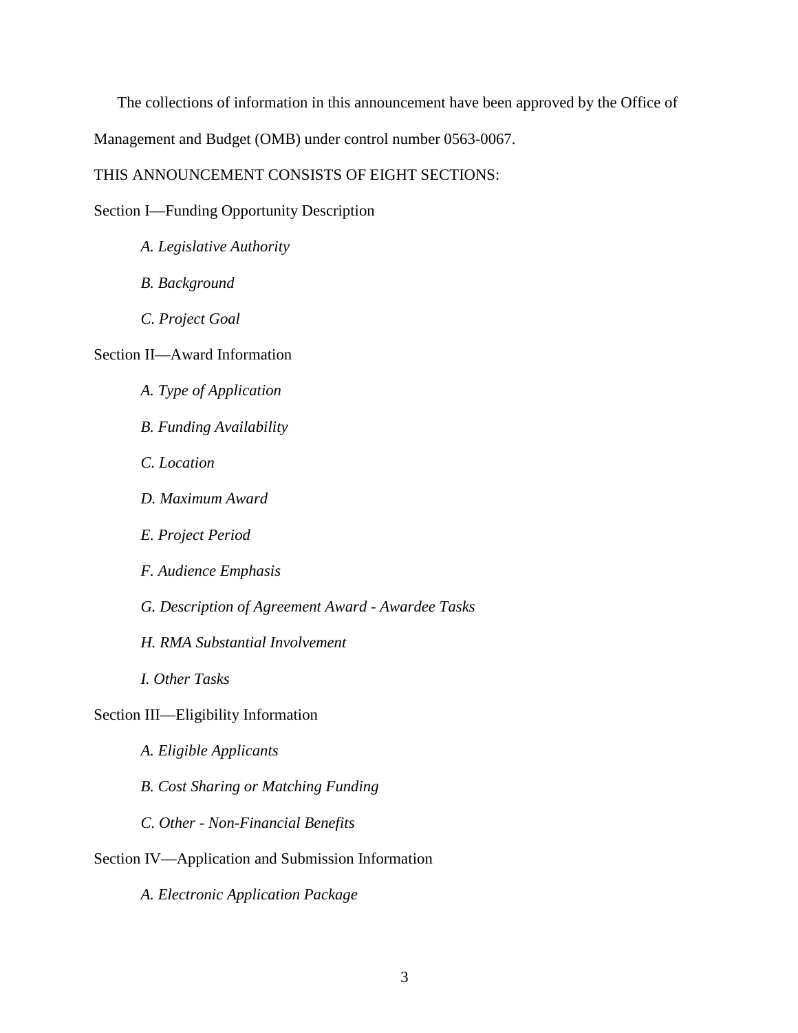The collections of information in this announcement have been approved by the Office of Management and Budget (OMB) under control number 0563-0067.

THIS ANNOUNCEMENT CONSISTS OF EIGHT SECTIONS:

Section I—Funding Opportunity Description

*A. Legislative Authority*

*B. Background*

*C. Project Goal*

Section II—Award Information

*A. Type of Application*

*B. Funding Availability*

*C. Location*

*D. Maximum Award*

*E. Project Period*

*F. Audience Emphasis*

*G. Description of Agreement Award - Awardee Tasks*

*H. RMA Substantial Involvement*

*I. Other Tasks*

Section III—Eligibility Information

*A. Eligible Applicants*

*B. Cost Sharing or Matching Funding*

*C. Other - Non-Financial Benefits*

Section IV—Application and Submission Information

*A. Electronic Application Package*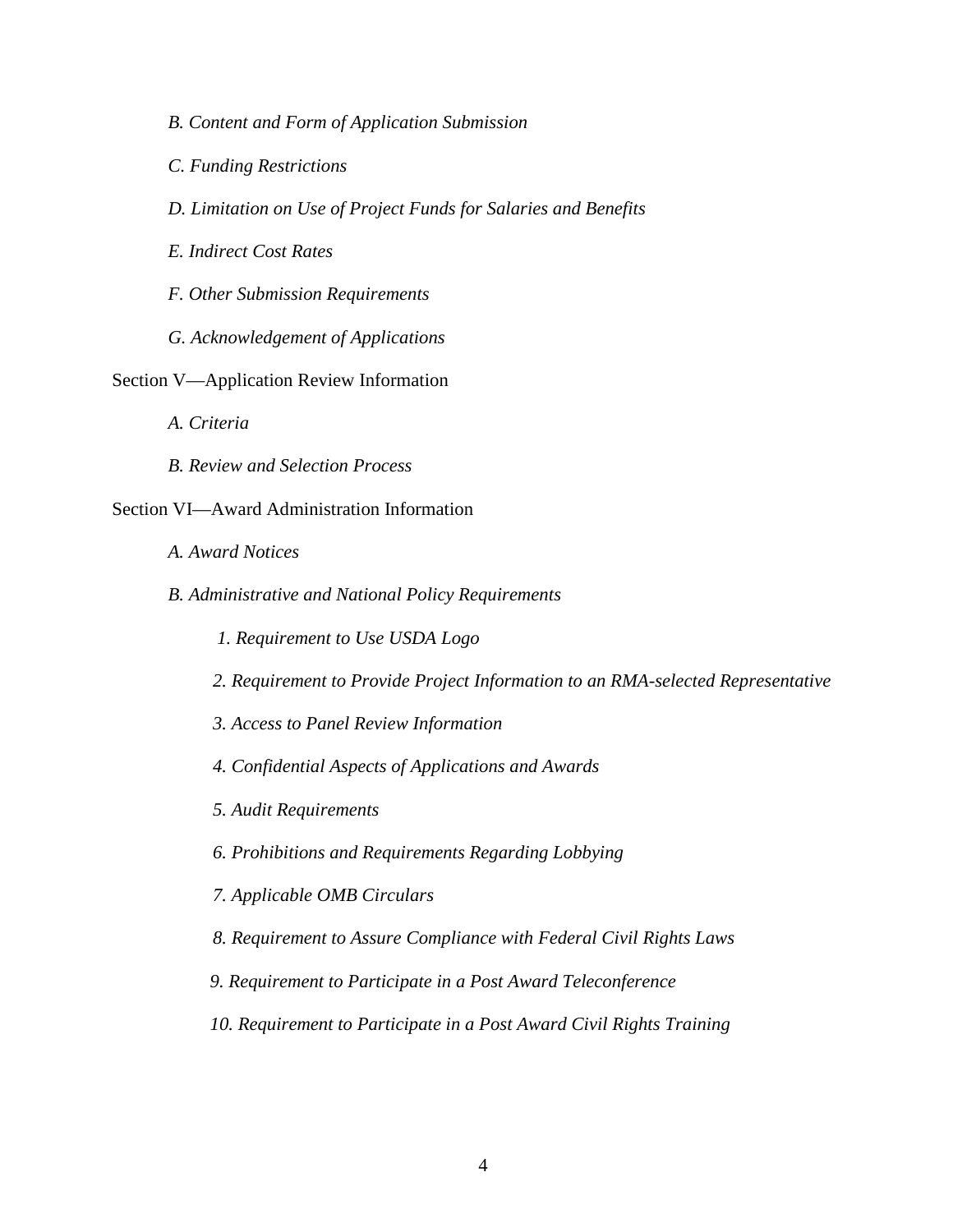*B. Content and Form of Application Submission*

*C. Funding Restrictions*

*D. Limitation on Use of Project Funds for Salaries and Benefits*

*E. Indirect Cost Rates*

*F. Other Submission Requirements*

*G. Acknowledgement of Applications*

Section V—Application Review Information

*A. Criteria*

*B. Review and Selection Process*

Section VI—Award Administration Information

*A. Award Notices*

*B. Administrative and National Policy Requirements*

*1. Requirement to Use USDA Logo*

*2. Requirement to Provide Project Information to an RMA-selected Representative*

*3. Access to Panel Review Information*

*4. Confidential Aspects of Applications and Awards*

*5. Audit Requirements*

*6. Prohibitions and Requirements Regarding Lobbying*

*7. Applicable OMB Circulars*

*8. Requirement to Assure Compliance with Federal Civil Rights Laws*

*9. Requirement to Participate in a Post Award Teleconference*

*10. Requirement to Participate in a Post Award Civil Rights Training*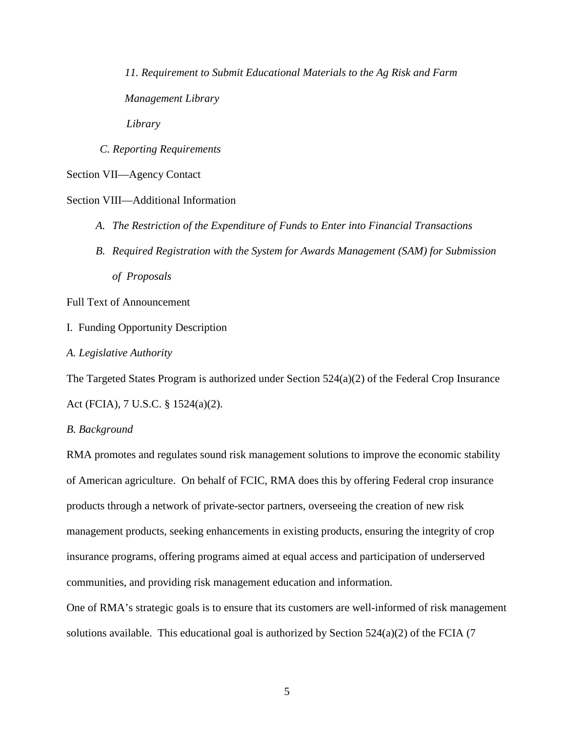*11. Requirement to Submit Educational Materials to the Ag Risk and Farm Management Library*

*Library*

*C. Reporting Requirements*

Section VII—Agency Contact

Section VIII—Additional Information

*A. The Restriction of the Expenditure of Funds to Enter into Financial Transactions*

*B. Required Registration with the System for Awards Management (SAM) for Submission of Proposals*

Full Text of Announcement

I. Funding Opportunity Description

*A. Legislative Authority*

The Targeted States Program is authorized under Section 524(a)(2) of the Federal Crop Insurance Act (FCIA), 7 U.S.C. § 1524(a)(2).

*B. Background*

RMA promotes and regulates sound risk management solutions to improve the economic stability of American agriculture. On behalf of FCIC, RMA does this by offering Federal crop insurance products through a network of private-sector partners, overseeing the creation of new risk management products, seeking enhancements in existing products, ensuring the integrity of crop insurance programs, offering programs aimed at equal access and participation of underserved communities, and providing risk management education and information.

One of RMA's strategic goals is to ensure that its customers are well-informed of risk management solutions available. This educational goal is authorized by Section 524(a)(2) of the FCIA (7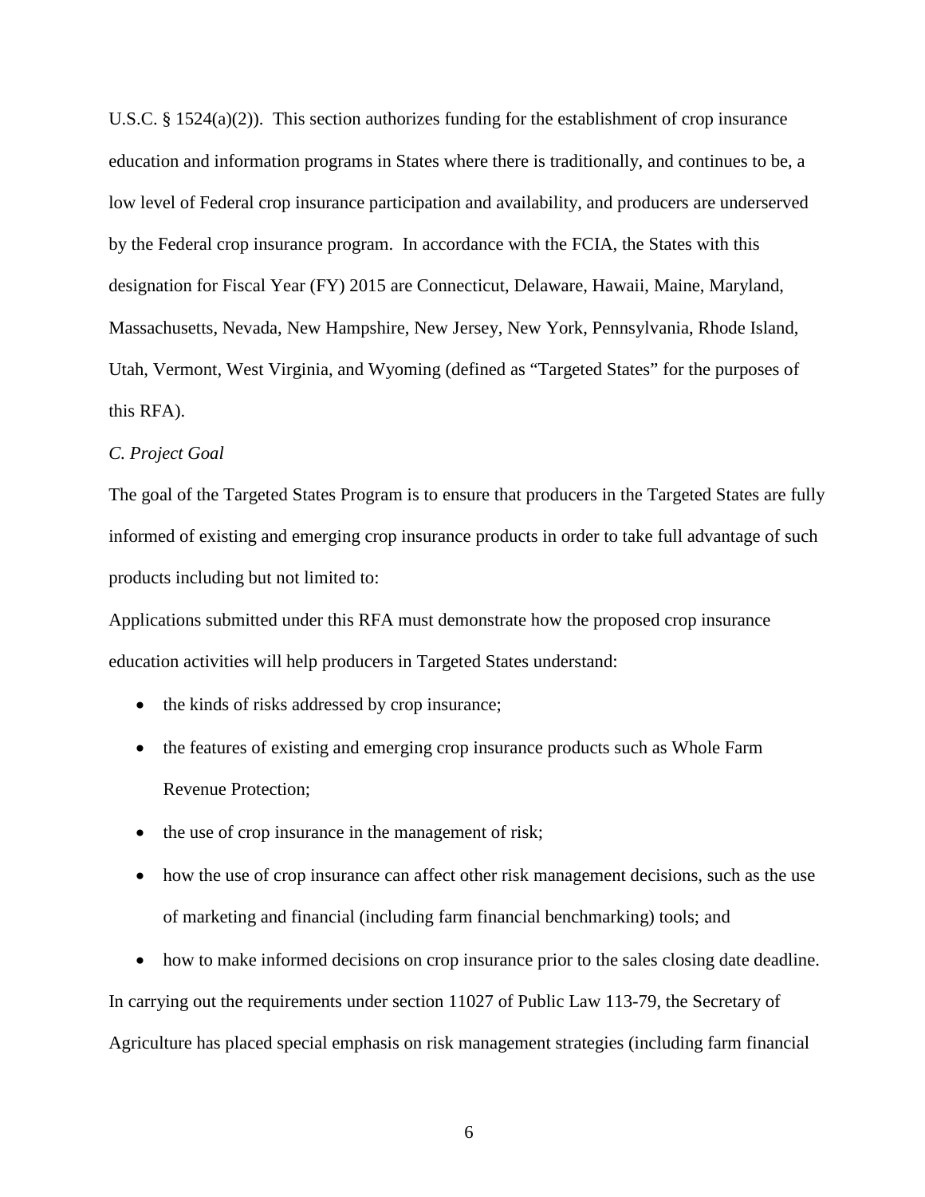U.S.C. § 1524(a)(2)). This section authorizes funding for the establishment of crop insurance education and information programs in States where there is traditionally, and continues to be, a low level of Federal crop insurance participation and availability, and producers are underserved by the Federal crop insurance program. In accordance with the FCIA, the States with this designation for Fiscal Year (FY) 2015 are Connecticut, Delaware, Hawaii, Maine, Maryland, Massachusetts, Nevada, New Hampshire, New Jersey, New York, Pennsylvania, Rhode Island, Utah, Vermont, West Virginia, and Wyoming (defined as "Targeted States" for the purposes of this RFA).

*C. Project Goal*

The goal of the Targeted States Program is to ensure that producers in the Targeted States are fully informed of existing and emerging crop insurance products in order to take full advantage of such products including but not limited to:

Applications submitted under this RFA must demonstrate how the proposed crop insurance education activities will help producers in Targeted States understand:

- the kinds of risks addressed by crop insurance;
- the features of existing and emerging crop insurance products such as Whole Farm Revenue Protection;
- the use of crop insurance in the management of risk;
- how the use of crop insurance can affect other risk management decisions, such as the use of marketing and financial (including farm financial benchmarking) tools; and
- how to make informed decisions on crop insurance prior to the sales closing date deadline.

In carrying out the requirements under section 11027 of Public Law 113-79, the Secretary of Agriculture has placed special emphasis on risk management strategies (including farm financial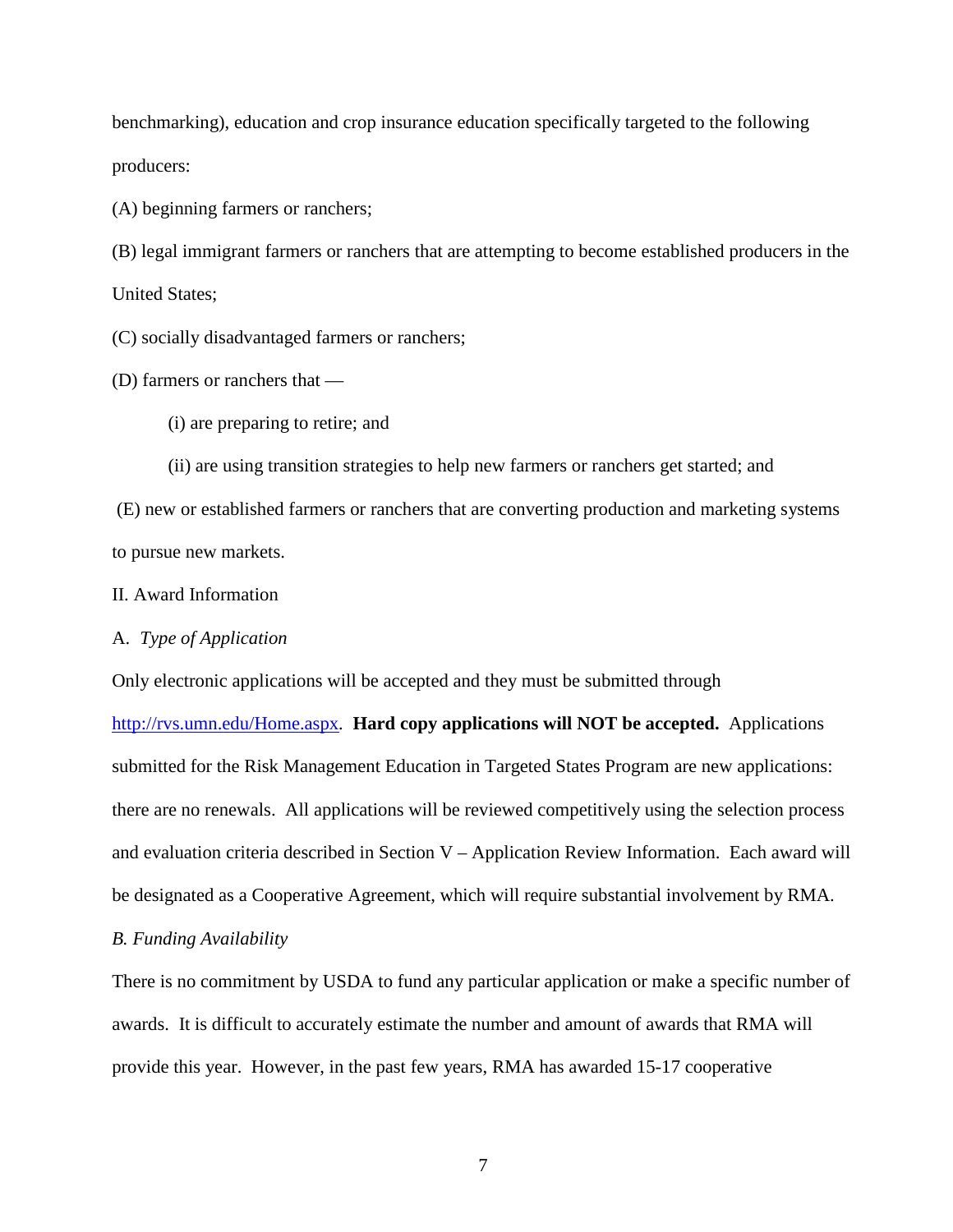benchmarking), education and crop insurance education specifically targeted to the following producers:

(A) beginning farmers or ranchers;

(B) legal immigrant farmers or ranchers that are attempting to become established producers in the United States;

(C) socially disadvantaged farmers or ranchers;

(D) farmers or ranchers that —

(i) are preparing to retire; and

(ii) are using transition strategies to help new farmers or ranchers get started; and

(E) new or established farmers or ranchers that are converting production and marketing systems to pursue new markets.

II. Award Information

A. *Type of Application*

Only electronic applications will be accepted and they must be submitted through [http://rvs.umn.edu/Home.aspx](http://rvs.umn.edu/Home.aspx). **Hard copy applications will NOT be accepted.** Applications submitted for the Risk Management Education in Targeted States Program are new applications: there are no renewals. All applications will be reviewed competitively using the selection process and evaluation criteria described in Section V – Application Review Information. Each award will be designated as a Cooperative Agreement, which will require substantial involvement by RMA.

*B. Funding Availability*

There is no commitment by USDA to fund any particular application or make a specific number of awards. It is difficult to accurately estimate the number and amount of awards that RMA will provide this year. However, in the past few years, RMA has awarded 15-17 cooperative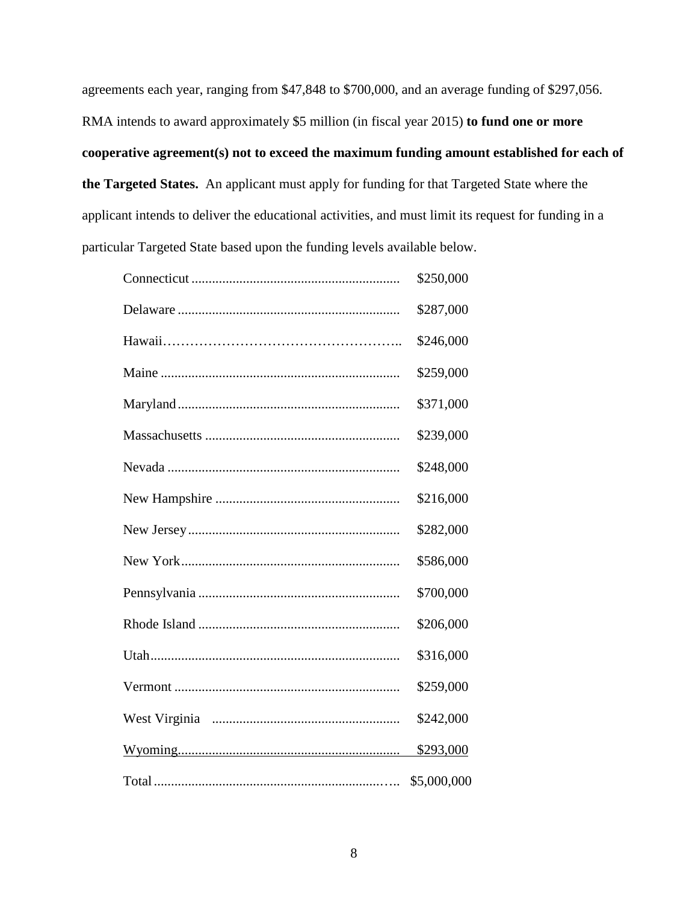agreements each year, ranging from $47,848 to $700,000, and an average funding of $297,056. RMA intends to award approximately $5 million (in fiscal year 2015) **to fund one or more cooperative agreement(s) not to exceed the maximum funding amount established for each of the Targeted States.** An applicant must apply for funding for that Targeted State where the applicant intends to deliver the educational activities, and must limit its request for funding in a particular Targeted State based upon the funding levels available below.

| State | Amount |
| --- | --- |
| Connecticut | $250,000 |
| Delaware | $287,000 |
| Hawaii | $246,000 |
| Maine | $259,000 |
| Maryland | $371,000 |
| Massachusetts | $239,000 |
| Nevada | $248,000 |
| New Hampshire | $216,000 |
| New Jersey | $282,000 |
| New York | $586,000 |
| Pennsylvania | $700,000 |
| Rhode Island | $206,000 |
| Utah | $316,000 |
| Vermont | $259,000 |
| West Virginia | $242,000 |
| Wyoming | $293,000 |
| Total | $5,000,000 |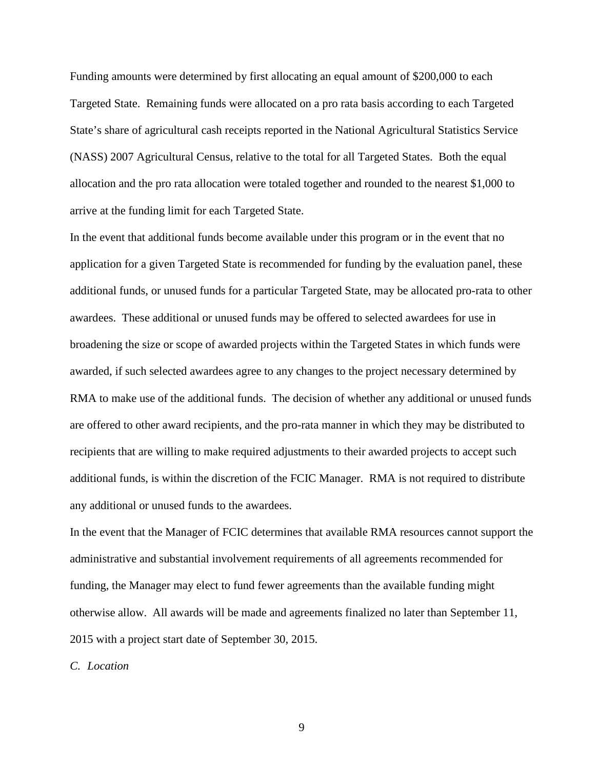Funding amounts were determined by first allocating an equal amount of $200,000 to each Targeted State. Remaining funds were allocated on a pro rata basis according to each Targeted State's share of agricultural cash receipts reported in the National Agricultural Statistics Service (NASS) 2007 Agricultural Census, relative to the total for all Targeted States. Both the equal allocation and the pro rata allocation were totaled together and rounded to the nearest $1,000 to arrive at the funding limit for each Targeted State.

In the event that additional funds become available under this program or in the event that no application for a given Targeted State is recommended for funding by the evaluation panel, these additional funds, or unused funds for a particular Targeted State, may be allocated pro-rata to other awardees. These additional or unused funds may be offered to selected awardees for use in broadening the size or scope of awarded projects within the Targeted States in which funds were awarded, if such selected awardees agree to any changes to the project necessary determined by RMA to make use of the additional funds. The decision of whether any additional or unused funds are offered to other award recipients, and the pro-rata manner in which they may be distributed to recipients that are willing to make required adjustments to their awarded projects to accept such additional funds, is within the discretion of the FCIC Manager. RMA is not required to distribute any additional or unused funds to the awardees.

In the event that the Manager of FCIC determines that available RMA resources cannot support the administrative and substantial involvement requirements of all agreements recommended for funding, the Manager may elect to fund fewer agreements than the available funding might otherwise allow. All awards will be made and agreements finalized no later than September 11, 2015 with a project start date of September 30, 2015.

### *C. Location*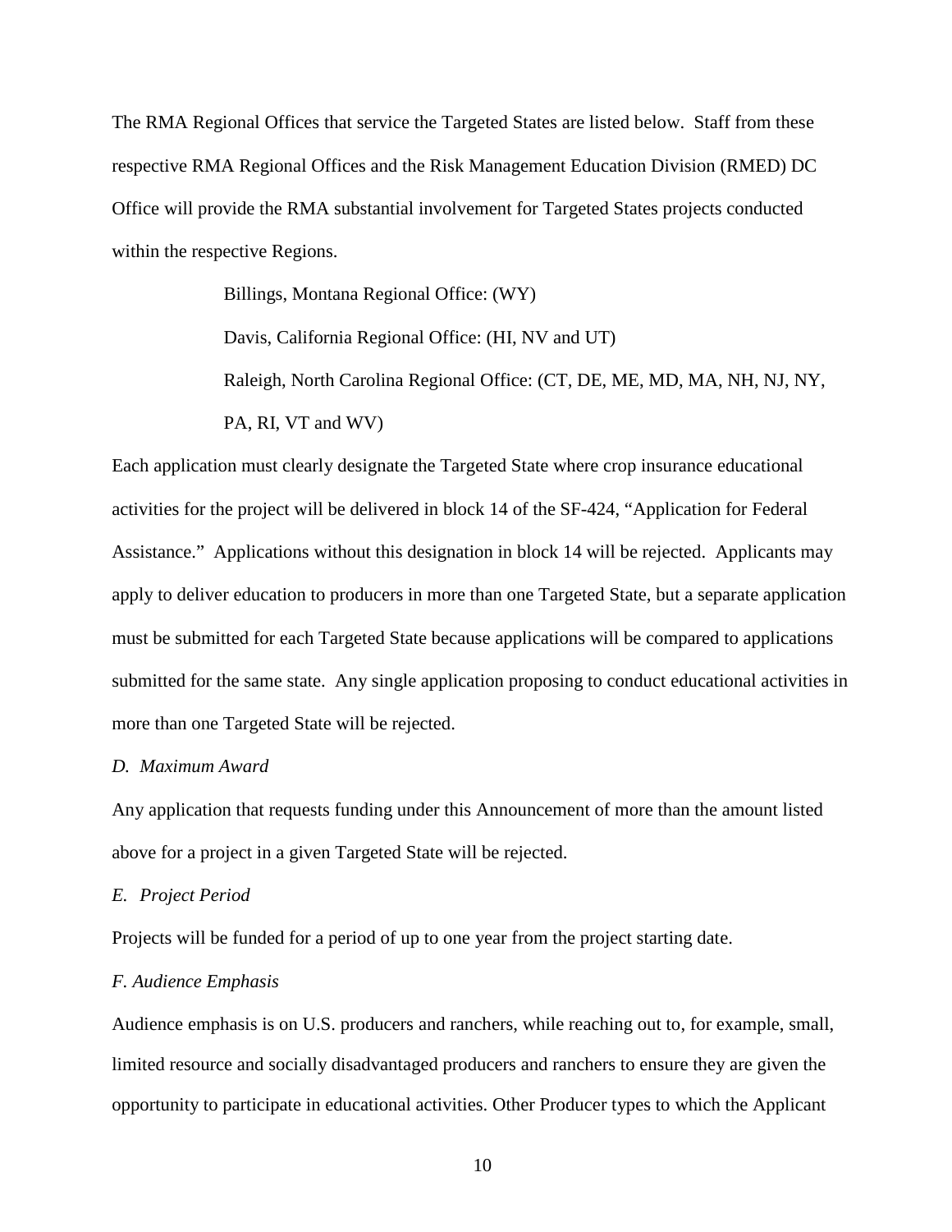The RMA Regional Offices that service the Targeted States are listed below. Staff from these respective RMA Regional Offices and the Risk Management Education Division (RMED) DC Office will provide the RMA substantial involvement for Targeted States projects conducted within the respective Regions.

> Billings, Montana Regional Office: (WY)
>
> Davis, California Regional Office: (HI, NV and UT)
>
> Raleigh, North Carolina Regional Office: (CT, DE, ME, MD, MA, NH, NJ, NY, PA, RI, VT and WV)

Each application must clearly designate the Targeted State where crop insurance educational activities for the project will be delivered in block 14 of the SF-424, "Application for Federal Assistance." Applications without this designation in block 14 will be rejected. Applicants may apply to deliver education to producers in more than one Targeted State, but a separate application must be submitted for each Targeted State because applications will be compared to applications submitted for the same state. Any single application proposing to conduct educational activities in more than one Targeted State will be rejected.

*D. Maximum Award*

Any application that requests funding under this Announcement of more than the amount listed above for a project in a given Targeted State will be rejected.

*E. Project Period*

Projects will be funded for a period of up to one year from the project starting date.

*F. Audience Emphasis*

Audience emphasis is on U.S. producers and ranchers, while reaching out to, for example, small, limited resource and socially disadvantaged producers and ranchers to ensure they are given the opportunity to participate in educational activities. Other Producer types to which the Applicant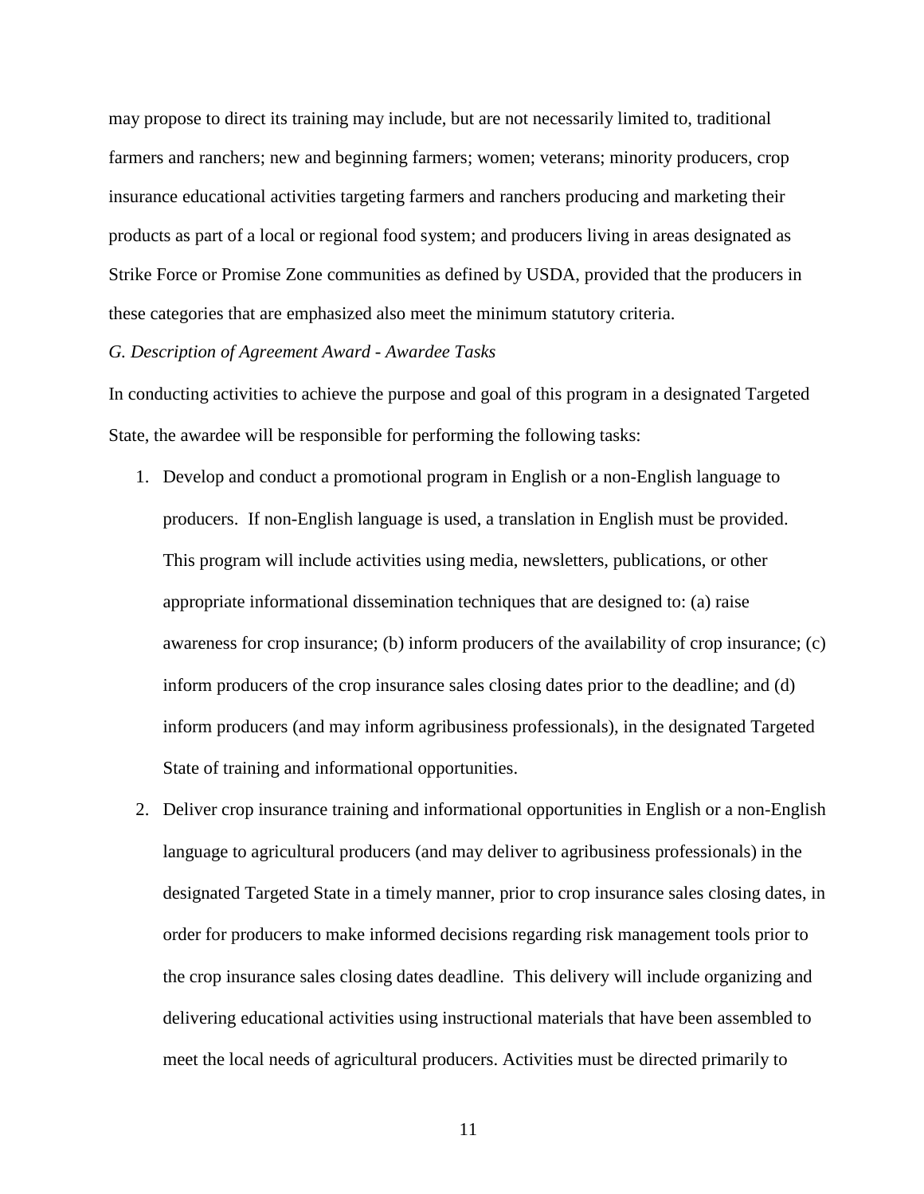may propose to direct its training may include, but are not necessarily limited to, traditional farmers and ranchers; new and beginning farmers; women; veterans; minority producers, crop insurance educational activities targeting farmers and ranchers producing and marketing their products as part of a local or regional food system; and producers living in areas designated as Strike Force or Promise Zone communities as defined by USDA, provided that the producers in these categories that are emphasized also meet the minimum statutory criteria.

*G. Description of Agreement Award - Awardee Tasks*

In conducting activities to achieve the purpose and goal of this program in a designated Targeted State, the awardee will be responsible for performing the following tasks:

1. Develop and conduct a promotional program in English or a non-English language to producers. If non-English language is used, a translation in English must be provided. This program will include activities using media, newsletters, publications, or other appropriate informational dissemination techniques that are designed to: (a) raise awareness for crop insurance; (b) inform producers of the availability of crop insurance; (c) inform producers of the crop insurance sales closing dates prior to the deadline; and (d) inform producers (and may inform agribusiness professionals), in the designated Targeted State of training and informational opportunities.
2. Deliver crop insurance training and informational opportunities in English or a non-English language to agricultural producers (and may deliver to agribusiness professionals) in the designated Targeted State in a timely manner, prior to crop insurance sales closing dates, in order for producers to make informed decisions regarding risk management tools prior to the crop insurance sales closing dates deadline. This delivery will include organizing and delivering educational activities using instructional materials that have been assembled to meet the local needs of agricultural producers. Activities must be directed primarily to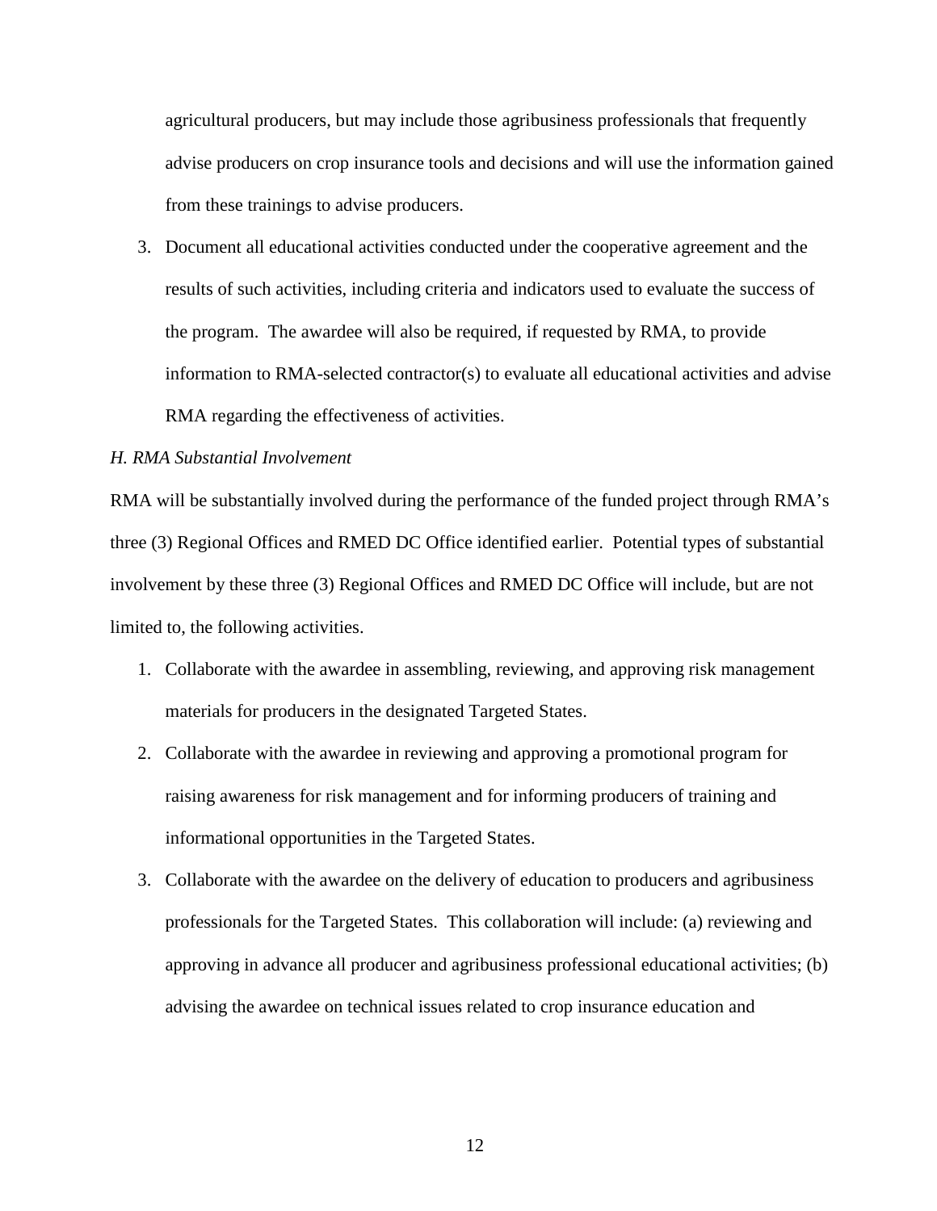agricultural producers, but may include those agribusiness professionals that frequently advise producers on crop insurance tools and decisions and will use the information gained from these trainings to advise producers.

3. Document all educational activities conducted under the cooperative agreement and the results of such activities, including criteria and indicators used to evaluate the success of the program. The awardee will also be required, if requested by RMA, to provide information to RMA-selected contractor(s) to evaluate all educational activities and advise RMA regarding the effectiveness of activities.

*H. RMA Substantial Involvement*

RMA will be substantially involved during the performance of the funded project through RMA's three (3) Regional Offices and RMED DC Office identified earlier. Potential types of substantial involvement by these three (3) Regional Offices and RMED DC Office will include, but are not limited to, the following activities.

1. Collaborate with the awardee in assembling, reviewing, and approving risk management materials for producers in the designated Targeted States.
2. Collaborate with the awardee in reviewing and approving a promotional program for raising awareness for risk management and for informing producers of training and informational opportunities in the Targeted States.
3. Collaborate with the awardee on the delivery of education to producers and agribusiness professionals for the Targeted States. This collaboration will include: (a) reviewing and approving in advance all producer and agribusiness professional educational activities; (b) advising the awardee on technical issues related to crop insurance education and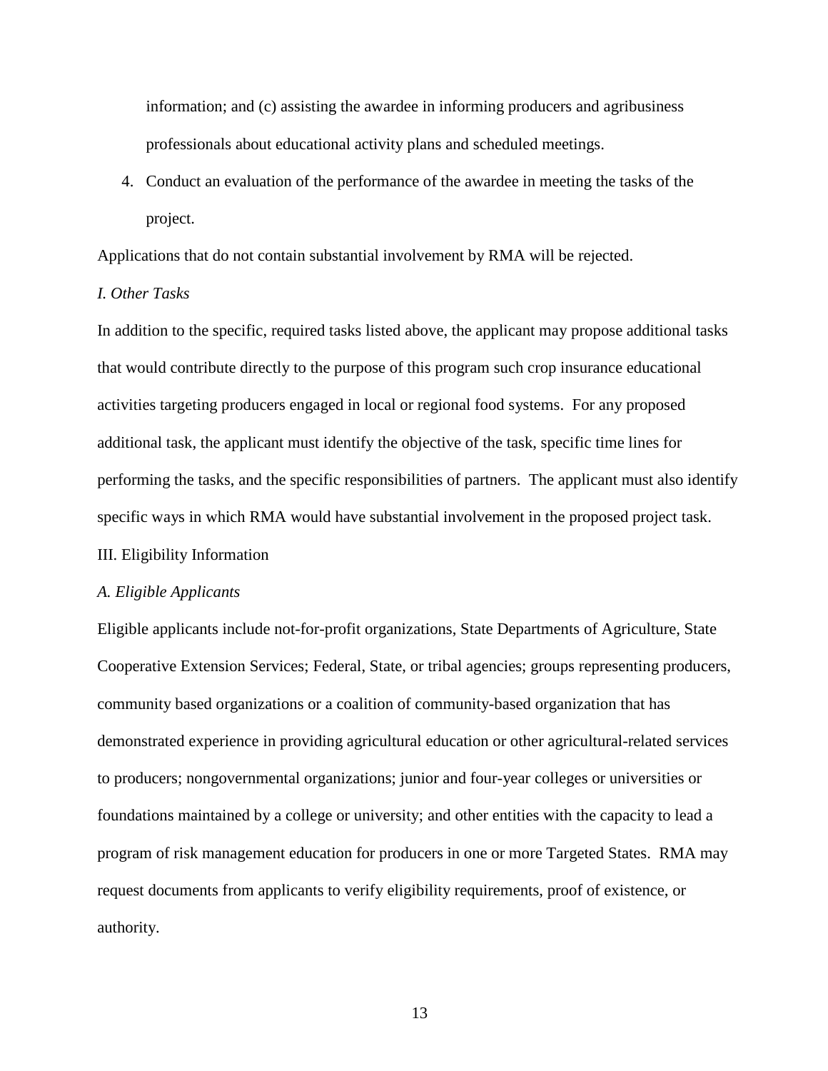information; and (c) assisting the awardee in informing producers and agribusiness professionals about educational activity plans and scheduled meetings.

4. Conduct an evaluation of the performance of the awardee in meeting the tasks of the project.

Applications that do not contain substantial involvement by RMA will be rejected.

*I. Other Tasks*

In addition to the specific, required tasks listed above, the applicant may propose additional tasks that would contribute directly to the purpose of this program such crop insurance educational activities targeting producers engaged in local or regional food systems. For any proposed additional task, the applicant must identify the objective of the task, specific time lines for performing the tasks, and the specific responsibilities of partners. The applicant must also identify specific ways in which RMA would have substantial involvement in the proposed project task.

## III. Eligibility Information

*A. Eligible Applicants*

Eligible applicants include not-for-profit organizations, State Departments of Agriculture, State Cooperative Extension Services; Federal, State, or tribal agencies; groups representing producers, community based organizations or a coalition of community-based organization that has demonstrated experience in providing agricultural education or other agricultural-related services to producers; nongovernmental organizations; junior and four-year colleges or universities or foundations maintained by a college or university; and other entities with the capacity to lead a program of risk management education for producers in one or more Targeted States. RMA may request documents from applicants to verify eligibility requirements, proof of existence, or authority.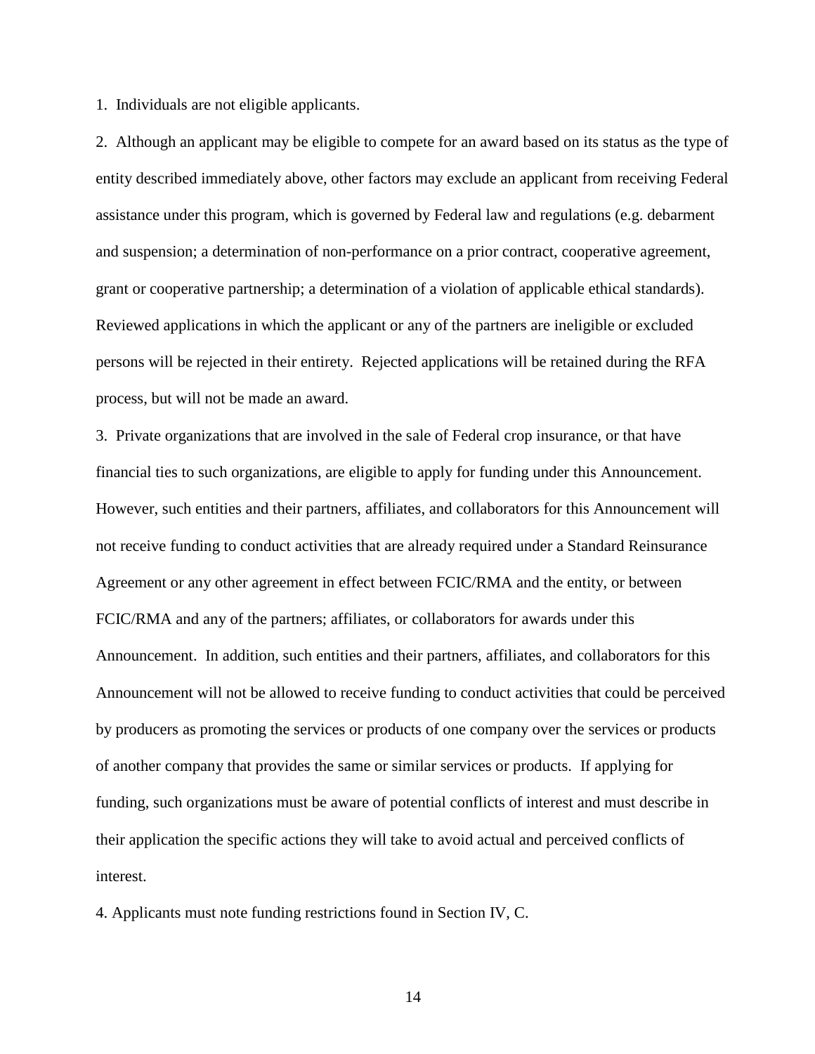1. Individuals are not eligible applicants.

2. Although an applicant may be eligible to compete for an award based on its status as the type of entity described immediately above, other factors may exclude an applicant from receiving Federal assistance under this program, which is governed by Federal law and regulations (e.g. debarment and suspension; a determination of non-performance on a prior contract, cooperative agreement, grant or cooperative partnership; a determination of a violation of applicable ethical standards). Reviewed applications in which the applicant or any of the partners are ineligible or excluded persons will be rejected in their entirety. Rejected applications will be retained during the RFA process, but will not be made an award.

3. Private organizations that are involved in the sale of Federal crop insurance, or that have financial ties to such organizations, are eligible to apply for funding under this Announcement. However, such entities and their partners, affiliates, and collaborators for this Announcement will not receive funding to conduct activities that are already required under a Standard Reinsurance Agreement or any other agreement in effect between FCIC/RMA and the entity, or between FCIC/RMA and any of the partners; affiliates, or collaborators for awards under this Announcement. In addition, such entities and their partners, affiliates, and collaborators for this Announcement will not be allowed to receive funding to conduct activities that could be perceived by producers as promoting the services or products of one company over the services or products of another company that provides the same or similar services or products. If applying for funding, such organizations must be aware of potential conflicts of interest and must describe in their application the specific actions they will take to avoid actual and perceived conflicts of interest.

4. Applicants must note funding restrictions found in Section IV, C.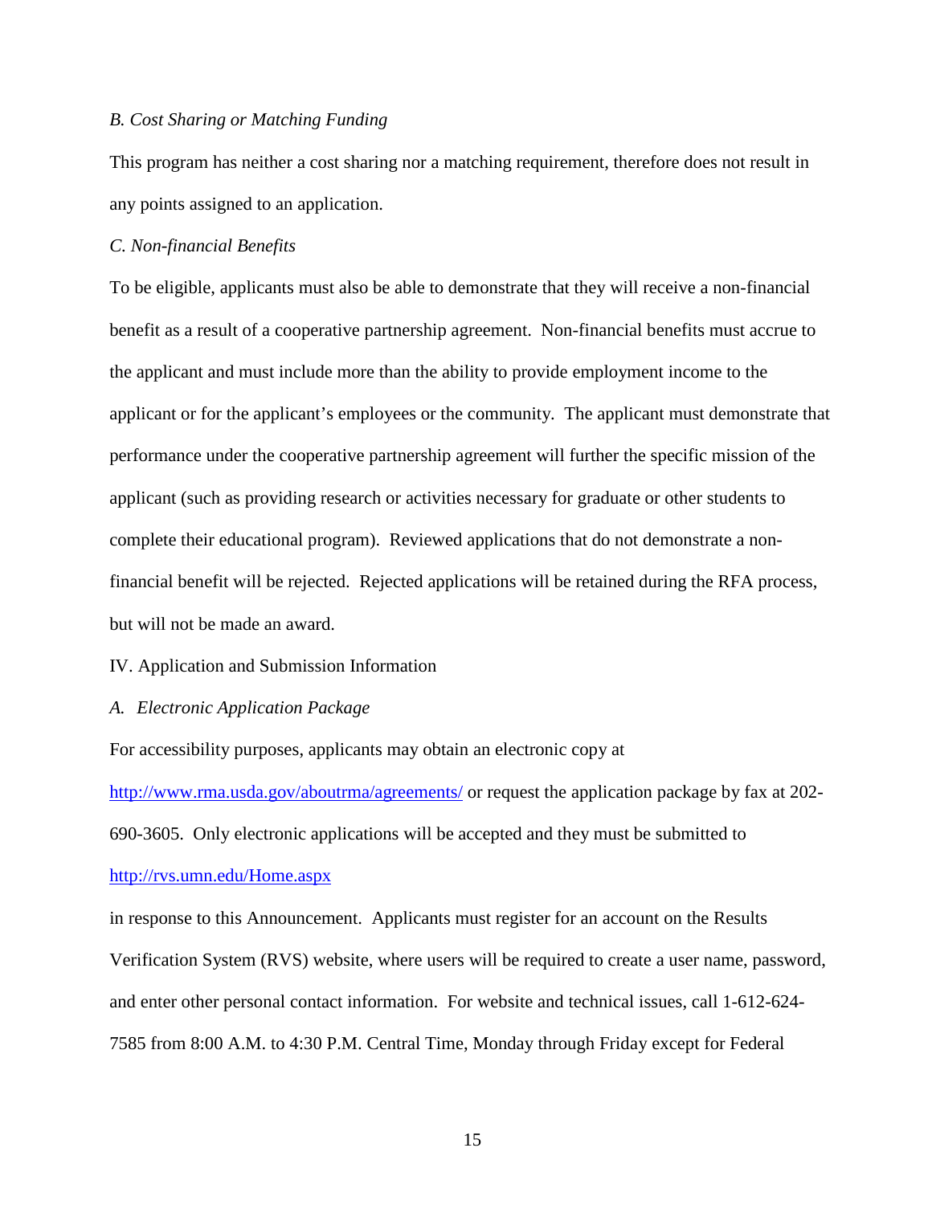*B. Cost Sharing or Matching Funding*

This program has neither a cost sharing nor a matching requirement, therefore does not result in any points assigned to an application.

*C. Non-financial Benefits*

To be eligible, applicants must also be able to demonstrate that they will receive a non-financial benefit as a result of a cooperative partnership agreement. Non-financial benefits must accrue to the applicant and must include more than the ability to provide employment income to the applicant or for the applicant's employees or the community. The applicant must demonstrate that performance under the cooperative partnership agreement will further the specific mission of the applicant (such as providing research or activities necessary for graduate or other students to complete their educational program). Reviewed applications that do not demonstrate a non-financial benefit will be rejected. Rejected applications will be retained during the RFA process, but will not be made an award.

IV. Application and Submission Information

*A. Electronic Application Package*

For accessibility purposes, applicants may obtain an electronic copy at http://www.rma.usda.gov/aboutrma/agreements/ or request the application package by fax at 202-690-3605. Only electronic applications will be accepted and they must be submitted to http://rvs.umn.edu/Home.aspx

in response to this Announcement. Applicants must register for an account on the Results Verification System (RVS) website, where users will be required to create a user name, password, and enter other personal contact information. For website and technical issues, call 1-612-624-7585 from 8:00 A.M. to 4:30 P.M. Central Time, Monday through Friday except for Federal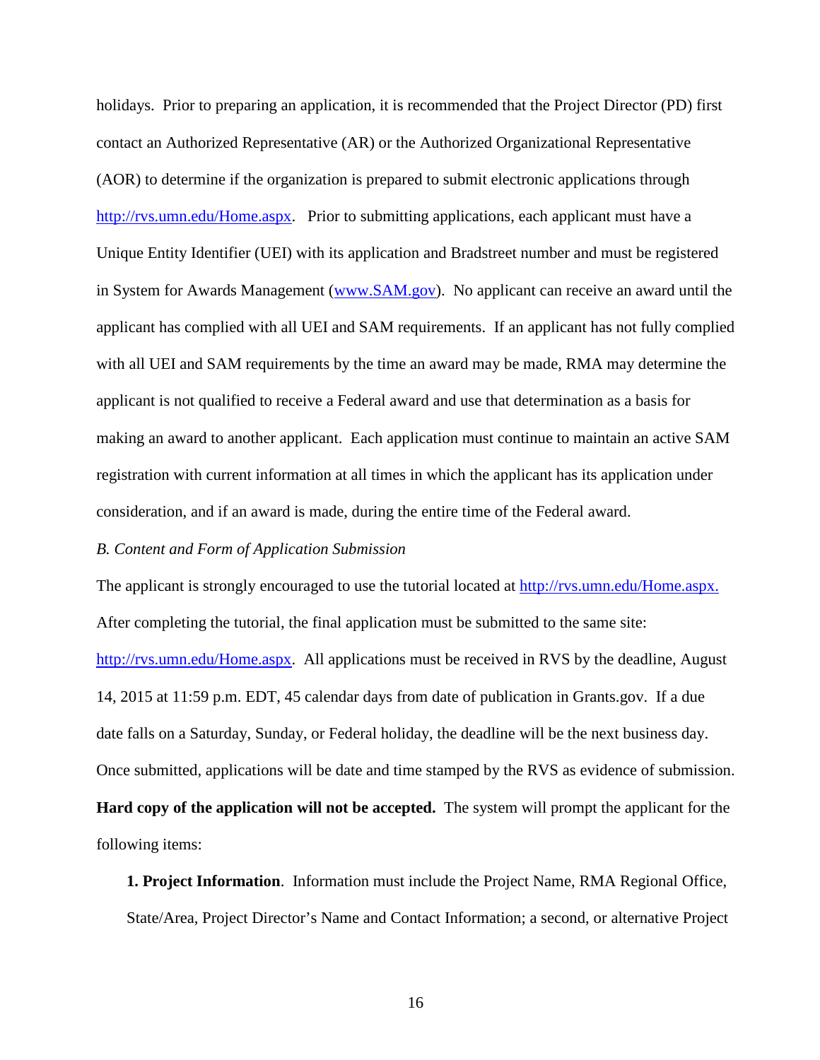holidays. Prior to preparing an application, it is recommended that the Project Director (PD) first contact an Authorized Representative (AR) or the Authorized Organizational Representative (AOR) to determine if the organization is prepared to submit electronic applications through http://rvs.umn.edu/Home.aspx. Prior to submitting applications, each applicant must have a Unique Entity Identifier (UEI) with its application and Bradstreet number and must be registered in System for Awards Management (www.SAM.gov). No applicant can receive an award until the applicant has complied with all UEI and SAM requirements. If an applicant has not fully complied with all UEI and SAM requirements by the time an award may be made, RMA may determine the applicant is not qualified to receive a Federal award and use that determination as a basis for making an award to another applicant. Each application must continue to maintain an active SAM registration with current information at all times in which the applicant has its application under consideration, and if an award is made, during the entire time of the Federal award.

*B. Content and Form of Application Submission*

The applicant is strongly encouraged to use the tutorial located at http://rvs.umn.edu/Home.aspx. After completing the tutorial, the final application must be submitted to the same site: http://rvs.umn.edu/Home.aspx. All applications must be received in RVS by the deadline, August 14, 2015 at 11:59 p.m. EDT, 45 calendar days from date of publication in Grants.gov. If a due date falls on a Saturday, Sunday, or Federal holiday, the deadline will be the next business day. Once submitted, applications will be date and time stamped by the RVS as evidence of submission. **Hard copy of the application will not be accepted.** The system will prompt the applicant for the following items:

**1. Project Information**. Information must include the Project Name, RMA Regional Office, State/Area, Project Director's Name and Contact Information; a second, or alternative Project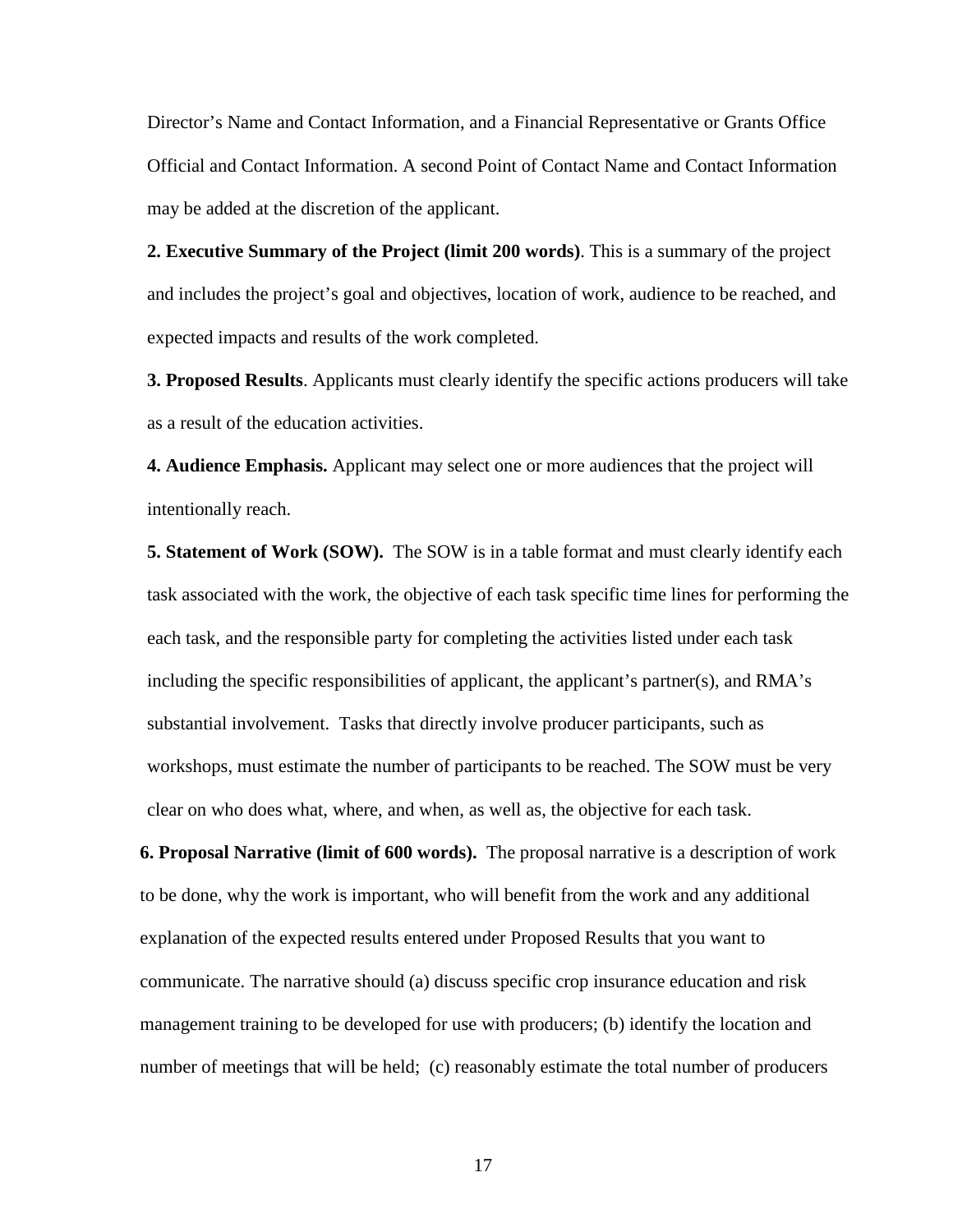Director's Name and Contact Information, and a Financial Representative or Grants Office Official and Contact Information. A second Point of Contact Name and Contact Information may be added at the discretion of the applicant.

**2. Executive Summary of the Project (limit 200 words)**. This is a summary of the project and includes the project's goal and objectives, location of work, audience to be reached, and expected impacts and results of the work completed.

**3. Proposed Results**. Applicants must clearly identify the specific actions producers will take as a result of the education activities.

**4. Audience Emphasis.** Applicant may select one or more audiences that the project will intentionally reach.

**5. Statement of Work (SOW).** The SOW is in a table format and must clearly identify each task associated with the work, the objective of each task specific time lines for performing the each task, and the responsible party for completing the activities listed under each task including the specific responsibilities of applicant, the applicant's partner(s), and RMA's substantial involvement. Tasks that directly involve producer participants, such as workshops, must estimate the number of participants to be reached. The SOW must be very clear on who does what, where, and when, as well as, the objective for each task.

**6. Proposal Narrative (limit of 600 words).** The proposal narrative is a description of work to be done, why the work is important, who will benefit from the work and any additional explanation of the expected results entered under Proposed Results that you want to communicate. The narrative should (a) discuss specific crop insurance education and risk management training to be developed for use with producers; (b) identify the location and number of meetings that will be held; (c) reasonably estimate the total number of producers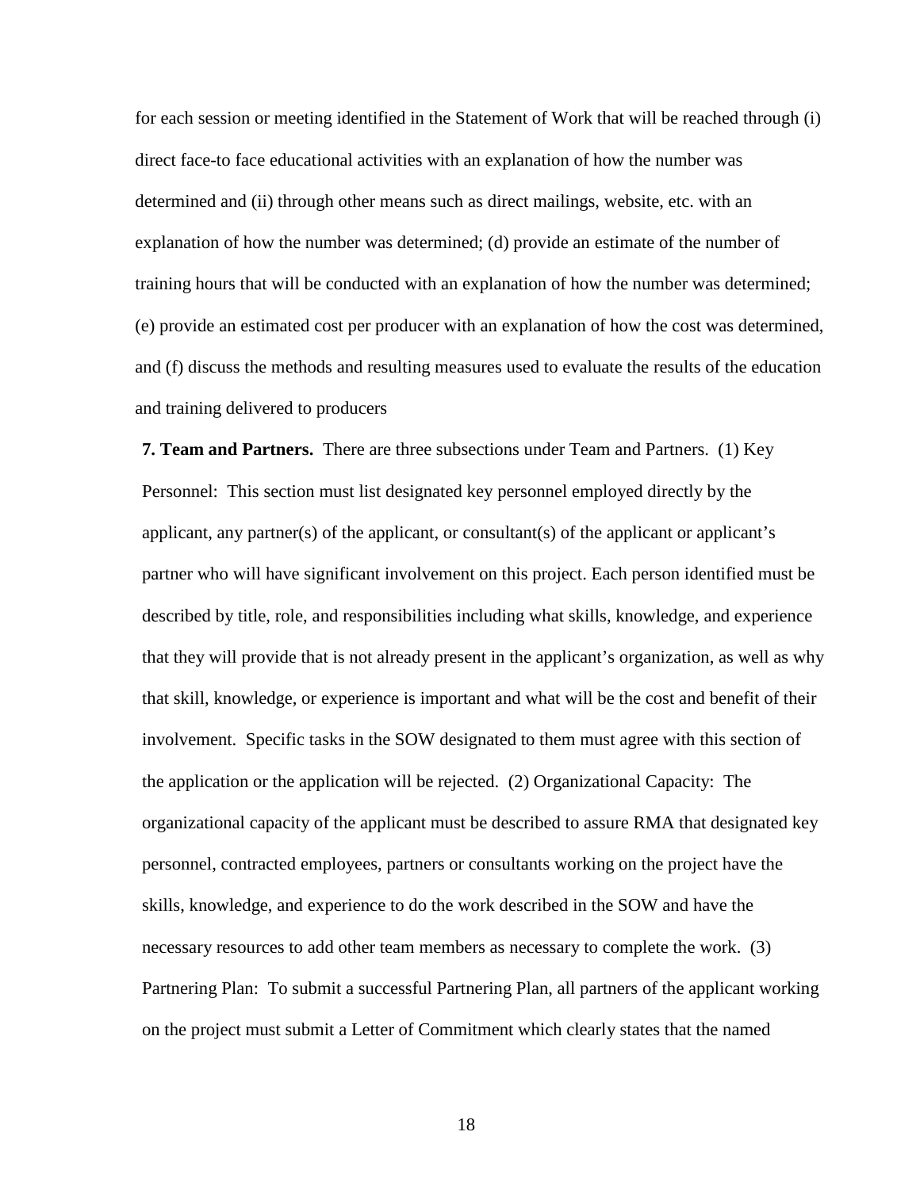for each session or meeting identified in the Statement of Work that will be reached through (i) direct face-to face educational activities with an explanation of how the number was determined and (ii) through other means such as direct mailings, website, etc. with an explanation of how the number was determined; (d) provide an estimate of the number of training hours that will be conducted with an explanation of how the number was determined; (e) provide an estimated cost per producer with an explanation of how the cost was determined, and (f) discuss the methods and resulting measures used to evaluate the results of the education and training delivered to producers

**7. Team and Partners.** There are three subsections under Team and Partners. (1) Key Personnel: This section must list designated key personnel employed directly by the applicant, any partner(s) of the applicant, or consultant(s) of the applicant or applicant's partner who will have significant involvement on this project. Each person identified must be described by title, role, and responsibilities including what skills, knowledge, and experience that they will provide that is not already present in the applicant's organization, as well as why that skill, knowledge, or experience is important and what will be the cost and benefit of their involvement. Specific tasks in the SOW designated to them must agree with this section of the application or the application will be rejected. (2) Organizational Capacity: The organizational capacity of the applicant must be described to assure RMA that designated key personnel, contracted employees, partners or consultants working on the project have the skills, knowledge, and experience to do the work described in the SOW and have the necessary resources to add other team members as necessary to complete the work. (3) Partnering Plan: To submit a successful Partnering Plan, all partners of the applicant working on the project must submit a Letter of Commitment which clearly states that the named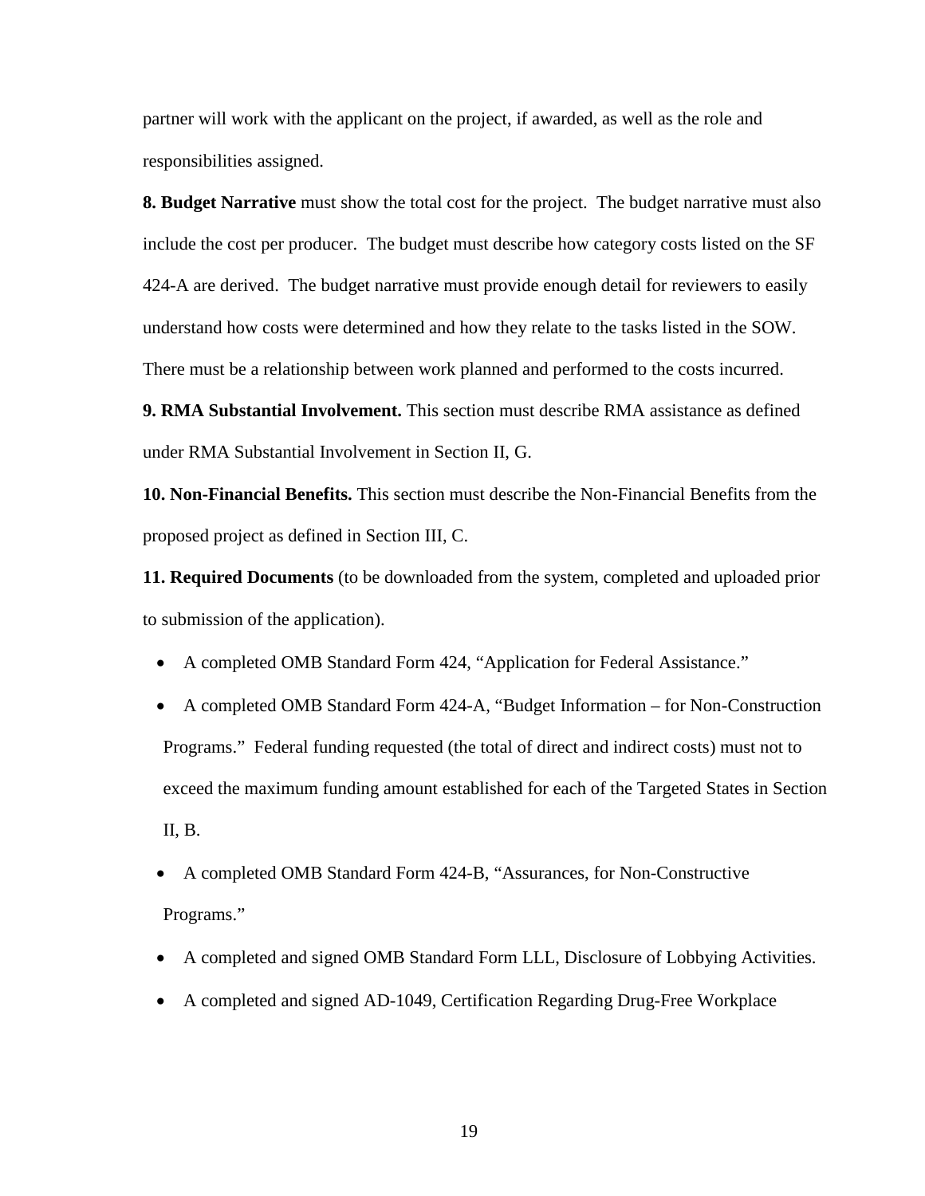partner will work with the applicant on the project, if awarded, as well as the role and responsibilities assigned.

**8. Budget Narrative** must show the total cost for the project. The budget narrative must also include the cost per producer. The budget must describe how category costs listed on the SF 424-A are derived. The budget narrative must provide enough detail for reviewers to easily understand how costs were determined and how they relate to the tasks listed in the SOW. There must be a relationship between work planned and performed to the costs incurred.

**9. RMA Substantial Involvement.** This section must describe RMA assistance as defined under RMA Substantial Involvement in Section II, G.

**10. Non-Financial Benefits.** This section must describe the Non-Financial Benefits from the proposed project as defined in Section III, C.

**11. Required Documents** (to be downloaded from the system, completed and uploaded prior to submission of the application).

- A completed OMB Standard Form 424, "Application for Federal Assistance."
- A completed OMB Standard Form 424-A, "Budget Information – for Non-Construction Programs." Federal funding requested (the total of direct and indirect costs) must not to exceed the maximum funding amount established for each of the Targeted States in Section II, B.
- A completed OMB Standard Form 424-B, "Assurances, for Non-Constructive Programs."
- A completed and signed OMB Standard Form LLL, Disclosure of Lobbying Activities.
- A completed and signed AD-1049, Certification Regarding Drug-Free Workplace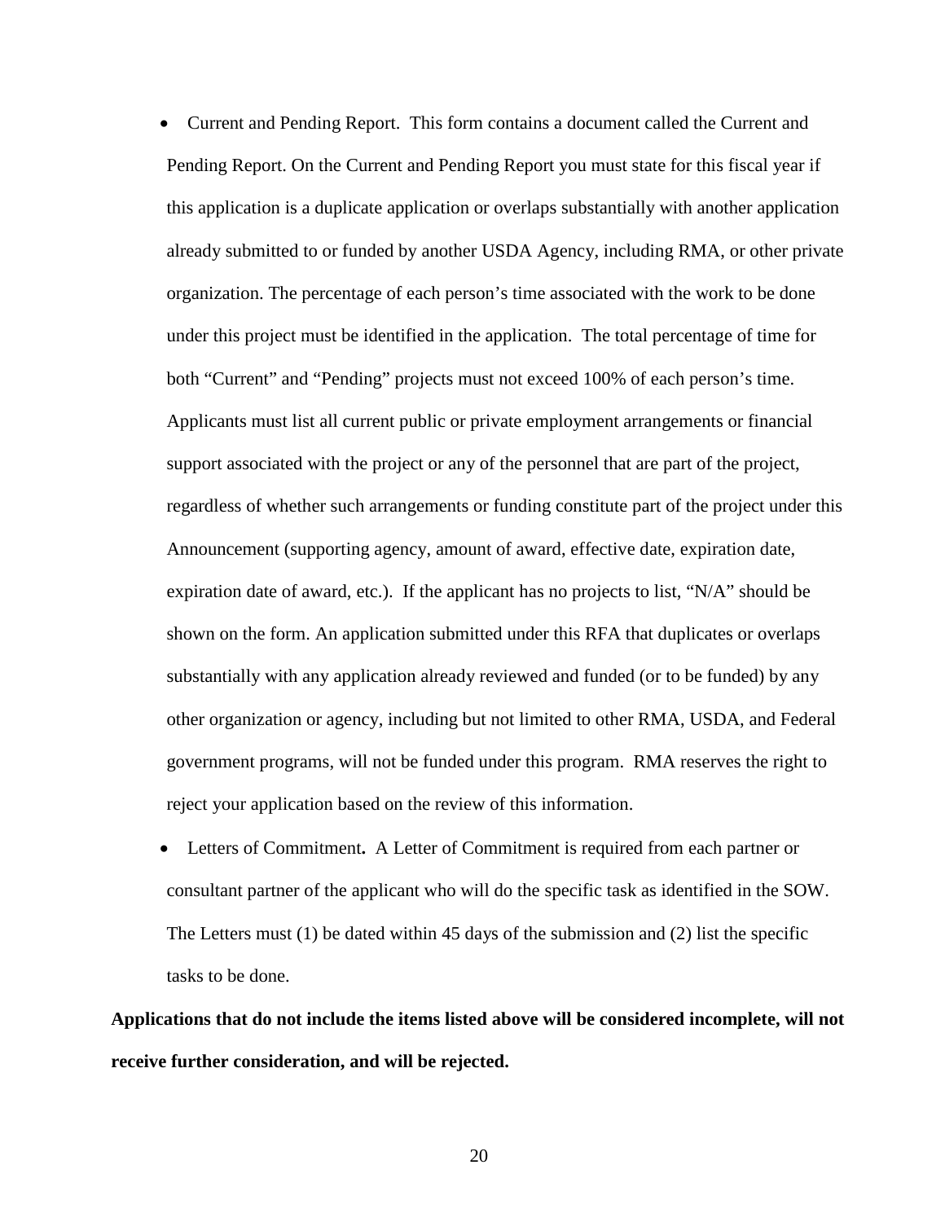- Current and Pending Report. This form contains a document called the Current and Pending Report. On the Current and Pending Report you must state for this fiscal year if this application is a duplicate application or overlaps substantially with another application already submitted to or funded by another USDA Agency, including RMA, or other private organization. The percentage of each person's time associated with the work to be done under this project must be identified in the application. The total percentage of time for both "Current" and "Pending" projects must not exceed 100% of each person's time. Applicants must list all current public or private employment arrangements or financial support associated with the project or any of the personnel that are part of the project, regardless of whether such arrangements or funding constitute part of the project under this Announcement (supporting agency, amount of award, effective date, expiration date, expiration date of award, etc.). If the applicant has no projects to list, "N/A" should be shown on the form. An application submitted under this RFA that duplicates or overlaps substantially with any application already reviewed and funded (or to be funded) by any other organization or agency, including but not limited to other RMA, USDA, and Federal government programs, will not be funded under this program. RMA reserves the right to reject your application based on the review of this information.
- Letters of Commitment**.** A Letter of Commitment is required from each partner or consultant partner of the applicant who will do the specific task as identified in the SOW. The Letters must (1) be dated within 45 days of the submission and (2) list the specific tasks to be done.

**Applications that do not include the items listed above will be considered incomplete, will not receive further consideration, and will be rejected.**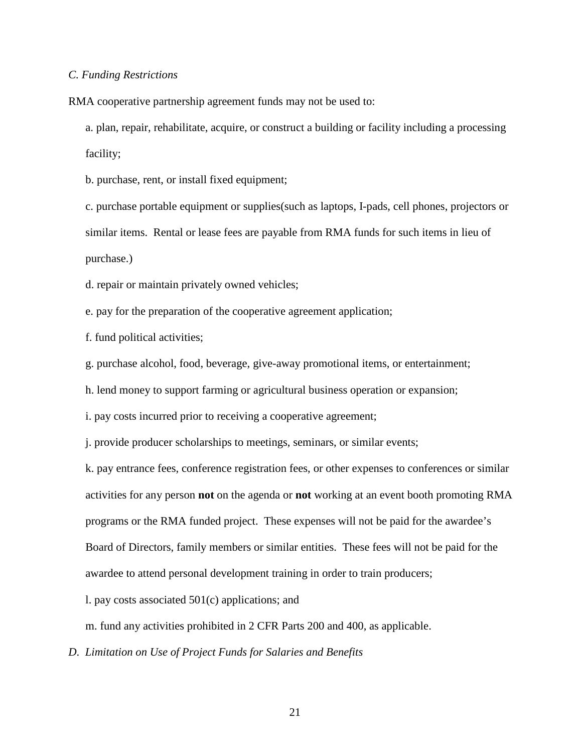*C. Funding Restrictions*

RMA cooperative partnership agreement funds may not be used to:

a. plan, repair, rehabilitate, acquire, or construct a building or facility including a processing facility;

b. purchase, rent, or install fixed equipment;

c. purchase portable equipment or supplies(such as laptops, I-pads, cell phones, projectors or similar items. Rental or lease fees are payable from RMA funds for such items in lieu of purchase.)

d. repair or maintain privately owned vehicles;

e. pay for the preparation of the cooperative agreement application;

f. fund political activities;

g. purchase alcohol, food, beverage, give-away promotional items, or entertainment;

h. lend money to support farming or agricultural business operation or expansion;

i. pay costs incurred prior to receiving a cooperative agreement;

j. provide producer scholarships to meetings, seminars, or similar events;

k. pay entrance fees, conference registration fees, or other expenses to conferences or similar activities for any person **not** on the agenda or **not** working at an event booth promoting RMA programs or the RMA funded project. These expenses will not be paid for the awardee's Board of Directors, family members or similar entities. These fees will not be paid for the awardee to attend personal development training in order to train producers;

l. pay costs associated 501(c) applications; and

m. fund any activities prohibited in 2 CFR Parts 200 and 400, as applicable.

*D. Limitation on Use of Project Funds for Salaries and Benefits*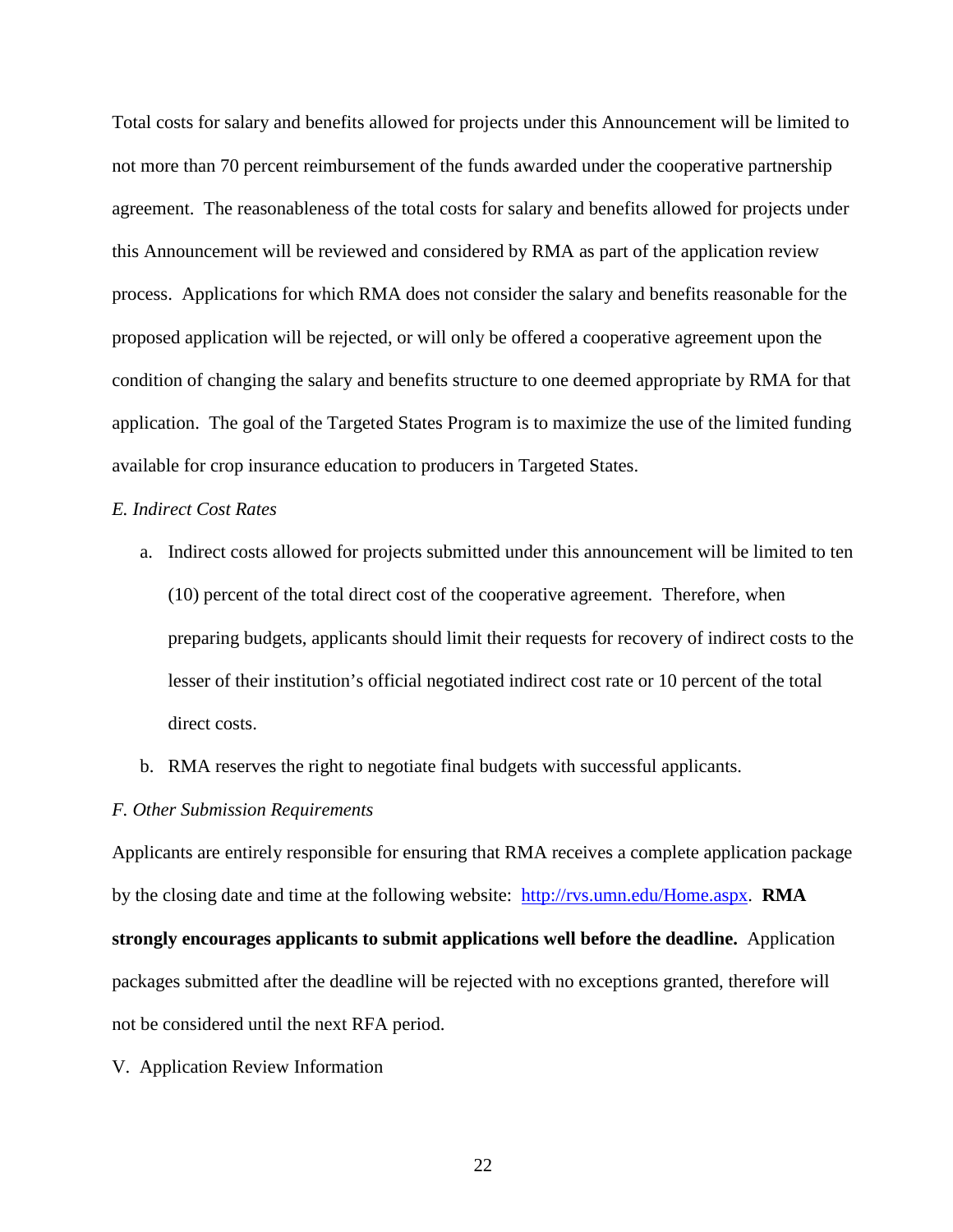Total costs for salary and benefits allowed for projects under this Announcement will be limited to not more than 70 percent reimbursement of the funds awarded under the cooperative partnership agreement. The reasonableness of the total costs for salary and benefits allowed for projects under this Announcement will be reviewed and considered by RMA as part of the application review process. Applications for which RMA does not consider the salary and benefits reasonable for the proposed application will be rejected, or will only be offered a cooperative agreement upon the condition of changing the salary and benefits structure to one deemed appropriate by RMA for that application. The goal of the Targeted States Program is to maximize the use of the limited funding available for crop insurance education to producers in Targeted States.

*E. Indirect Cost Rates*

a. Indirect costs allowed for projects submitted under this announcement will be limited to ten (10) percent of the total direct cost of the cooperative agreement. Therefore, when preparing budgets, applicants should limit their requests for recovery of indirect costs to the lesser of their institution's official negotiated indirect cost rate or 10 percent of the total direct costs.

b. RMA reserves the right to negotiate final budgets with successful applicants.

*F. Other Submission Requirements*

Applicants are entirely responsible for ensuring that RMA receives a complete application package by the closing date and time at the following website: [http://rvs.umn.edu/Home.aspx](http://rvs.umn.edu/Home.aspx). **RMA strongly encourages applicants to submit applications well before the deadline.** Application packages submitted after the deadline will be rejected with no exceptions granted, therefore will not be considered until the next RFA period.

V. Application Review Information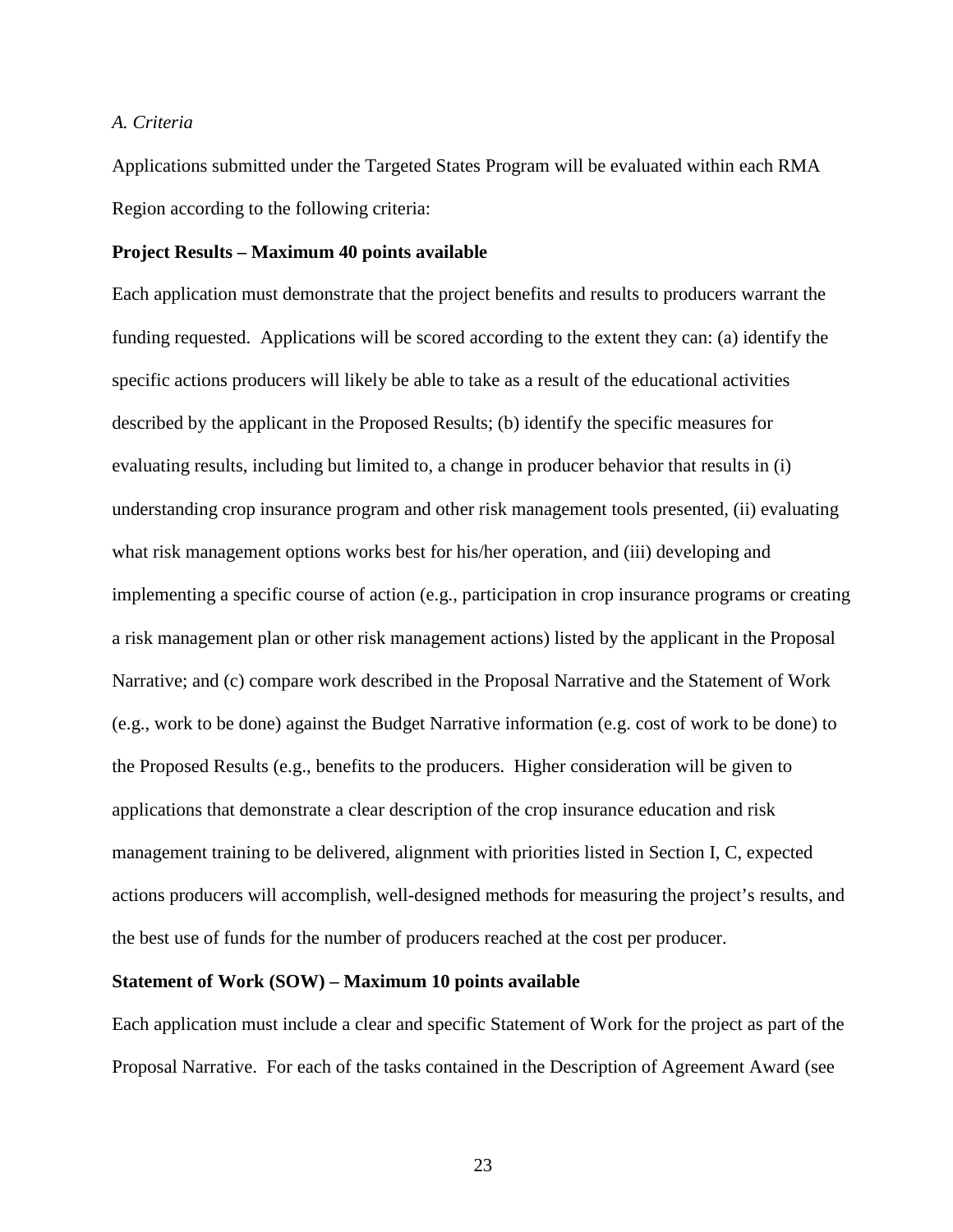*A. Criteria*

Applications submitted under the Targeted States Program will be evaluated within each RMA Region according to the following criteria:

**Project Results – Maximum 40 points available**

Each application must demonstrate that the project benefits and results to producers warrant the funding requested. Applications will be scored according to the extent they can: (a) identify the specific actions producers will likely be able to take as a result of the educational activities described by the applicant in the Proposed Results; (b) identify the specific measures for evaluating results, including but limited to, a change in producer behavior that results in (i) understanding crop insurance program and other risk management tools presented, (ii) evaluating what risk management options works best for his/her operation, and (iii) developing and implementing a specific course of action (e.g., participation in crop insurance programs or creating a risk management plan or other risk management actions) listed by the applicant in the Proposal Narrative; and (c) compare work described in the Proposal Narrative and the Statement of Work (e.g., work to be done) against the Budget Narrative information (e.g. cost of work to be done) to the Proposed Results (e.g., benefits to the producers. Higher consideration will be given to applications that demonstrate a clear description of the crop insurance education and risk management training to be delivered, alignment with priorities listed in Section I, C, expected actions producers will accomplish, well-designed methods for measuring the project's results, and the best use of funds for the number of producers reached at the cost per producer.

**Statement of Work (SOW) – Maximum 10 points available**

Each application must include a clear and specific Statement of Work for the project as part of the Proposal Narrative. For each of the tasks contained in the Description of Agreement Award (see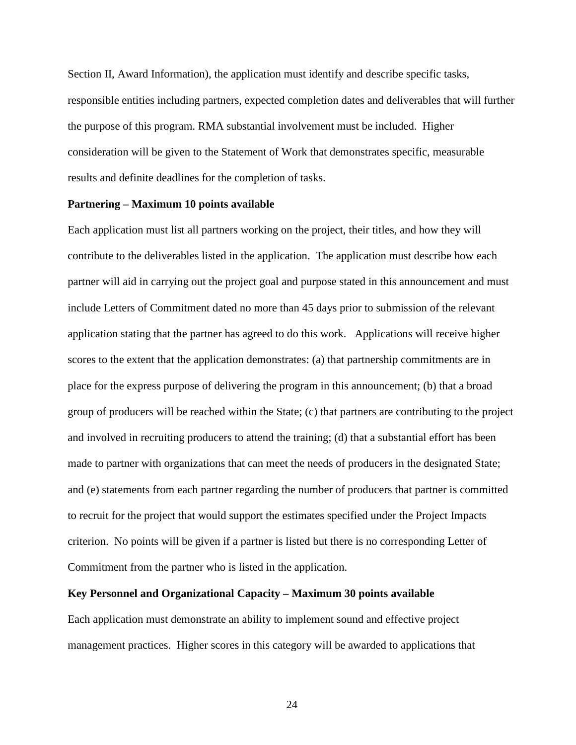Section II, Award Information), the application must identify and describe specific tasks, responsible entities including partners, expected completion dates and deliverables that will further the purpose of this program. RMA substantial involvement must be included. Higher consideration will be given to the Statement of Work that demonstrates specific, measurable results and definite deadlines for the completion of tasks.

**Partnering – Maximum 10 points available**

Each application must list all partners working on the project, their titles, and how they will contribute to the deliverables listed in the application. The application must describe how each partner will aid in carrying out the project goal and purpose stated in this announcement and must include Letters of Commitment dated no more than 45 days prior to submission of the relevant application stating that the partner has agreed to do this work. Applications will receive higher scores to the extent that the application demonstrates: (a) that partnership commitments are in place for the express purpose of delivering the program in this announcement; (b) that a broad group of producers will be reached within the State; (c) that partners are contributing to the project and involved in recruiting producers to attend the training; (d) that a substantial effort has been made to partner with organizations that can meet the needs of producers in the designated State; and (e) statements from each partner regarding the number of producers that partner is committed to recruit for the project that would support the estimates specified under the Project Impacts criterion. No points will be given if a partner is listed but there is no corresponding Letter of Commitment from the partner who is listed in the application.

**Key Personnel and Organizational Capacity – Maximum 30 points available**

Each application must demonstrate an ability to implement sound and effective project management practices. Higher scores in this category will be awarded to applications that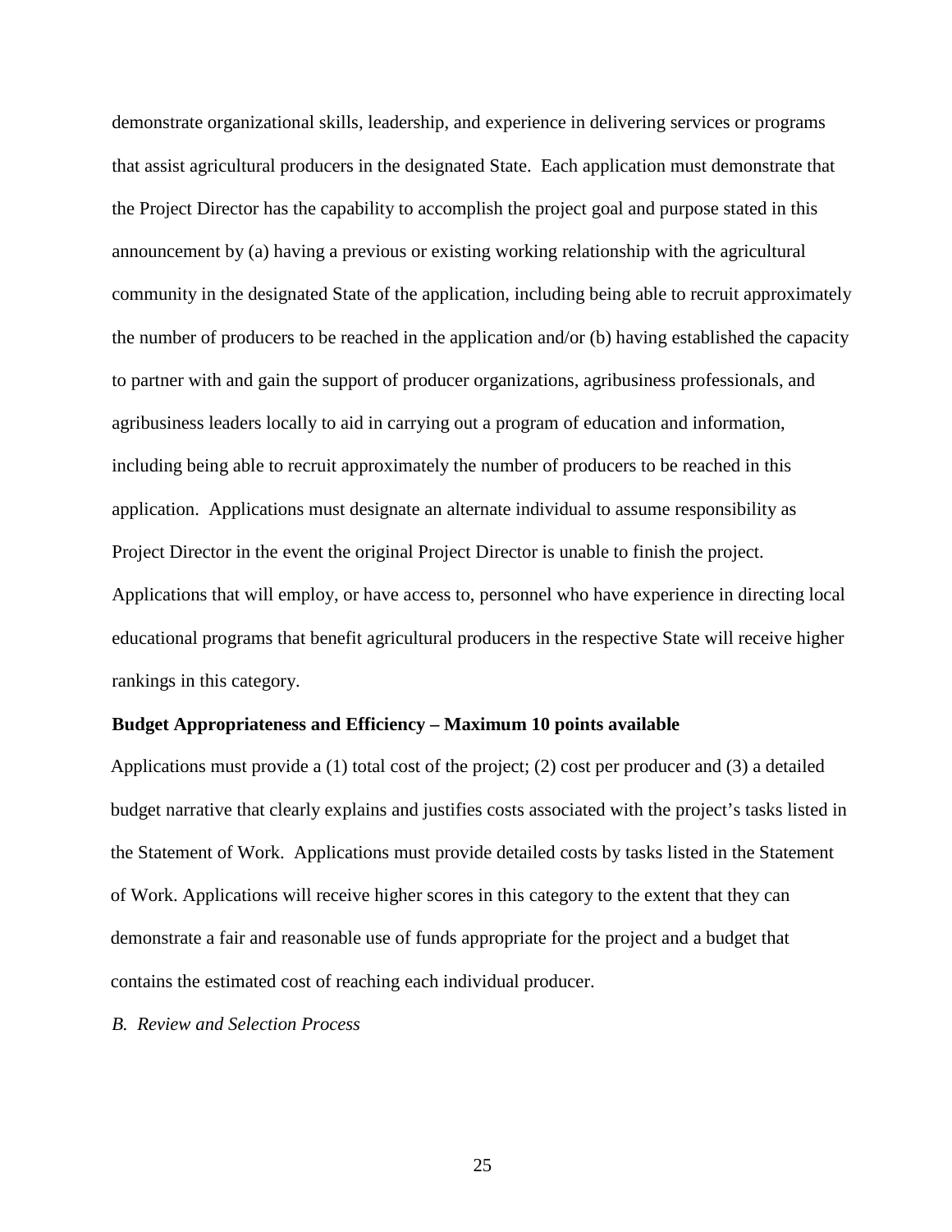demonstrate organizational skills, leadership, and experience in delivering services or programs that assist agricultural producers in the designated State. Each application must demonstrate that the Project Director has the capability to accomplish the project goal and purpose stated in this announcement by (a) having a previous or existing working relationship with the agricultural community in the designated State of the application, including being able to recruit approximately the number of producers to be reached in the application and/or (b) having established the capacity to partner with and gain the support of producer organizations, agribusiness professionals, and agribusiness leaders locally to aid in carrying out a program of education and information, including being able to recruit approximately the number of producers to be reached in this application. Applications must designate an alternate individual to assume responsibility as Project Director in the event the original Project Director is unable to finish the project. Applications that will employ, or have access to, personnel who have experience in directing local educational programs that benefit agricultural producers in the respective State will receive higher rankings in this category.

**Budget Appropriateness and Efficiency – Maximum 10 points available**

Applications must provide a (1) total cost of the project; (2) cost per producer and (3) a detailed budget narrative that clearly explains and justifies costs associated with the project's tasks listed in the Statement of Work. Applications must provide detailed costs by tasks listed in the Statement of Work. Applications will receive higher scores in this category to the extent that they can demonstrate a fair and reasonable use of funds appropriate for the project and a budget that contains the estimated cost of reaching each individual producer.

*B. Review and Selection Process*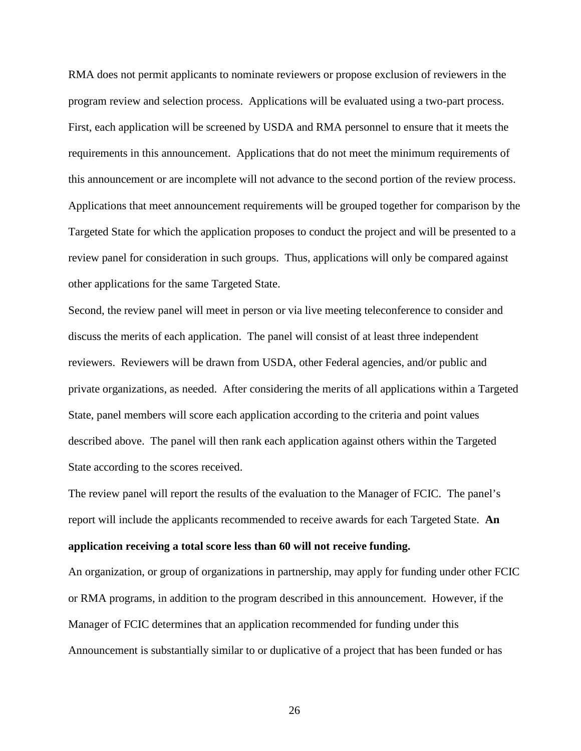RMA does not permit applicants to nominate reviewers or propose exclusion of reviewers in the program review and selection process. Applications will be evaluated using a two-part process. First, each application will be screened by USDA and RMA personnel to ensure that it meets the requirements in this announcement. Applications that do not meet the minimum requirements of this announcement or are incomplete will not advance to the second portion of the review process. Applications that meet announcement requirements will be grouped together for comparison by the Targeted State for which the application proposes to conduct the project and will be presented to a review panel for consideration in such groups. Thus, applications will only be compared against other applications for the same Targeted State.

Second, the review panel will meet in person or via live meeting teleconference to consider and discuss the merits of each application. The panel will consist of at least three independent reviewers. Reviewers will be drawn from USDA, other Federal agencies, and/or public and private organizations, as needed. After considering the merits of all applications within a Targeted State, panel members will score each application according to the criteria and point values described above. The panel will then rank each application against others within the Targeted State according to the scores received.

The review panel will report the results of the evaluation to the Manager of FCIC. The panel's report will include the applicants recommended to receive awards for each Targeted State. **An application receiving a total score less than 60 will not receive funding.**

An organization, or group of organizations in partnership, may apply for funding under other FCIC or RMA programs, in addition to the program described in this announcement. However, if the Manager of FCIC determines that an application recommended for funding under this Announcement is substantially similar to or duplicative of a project that has been funded or has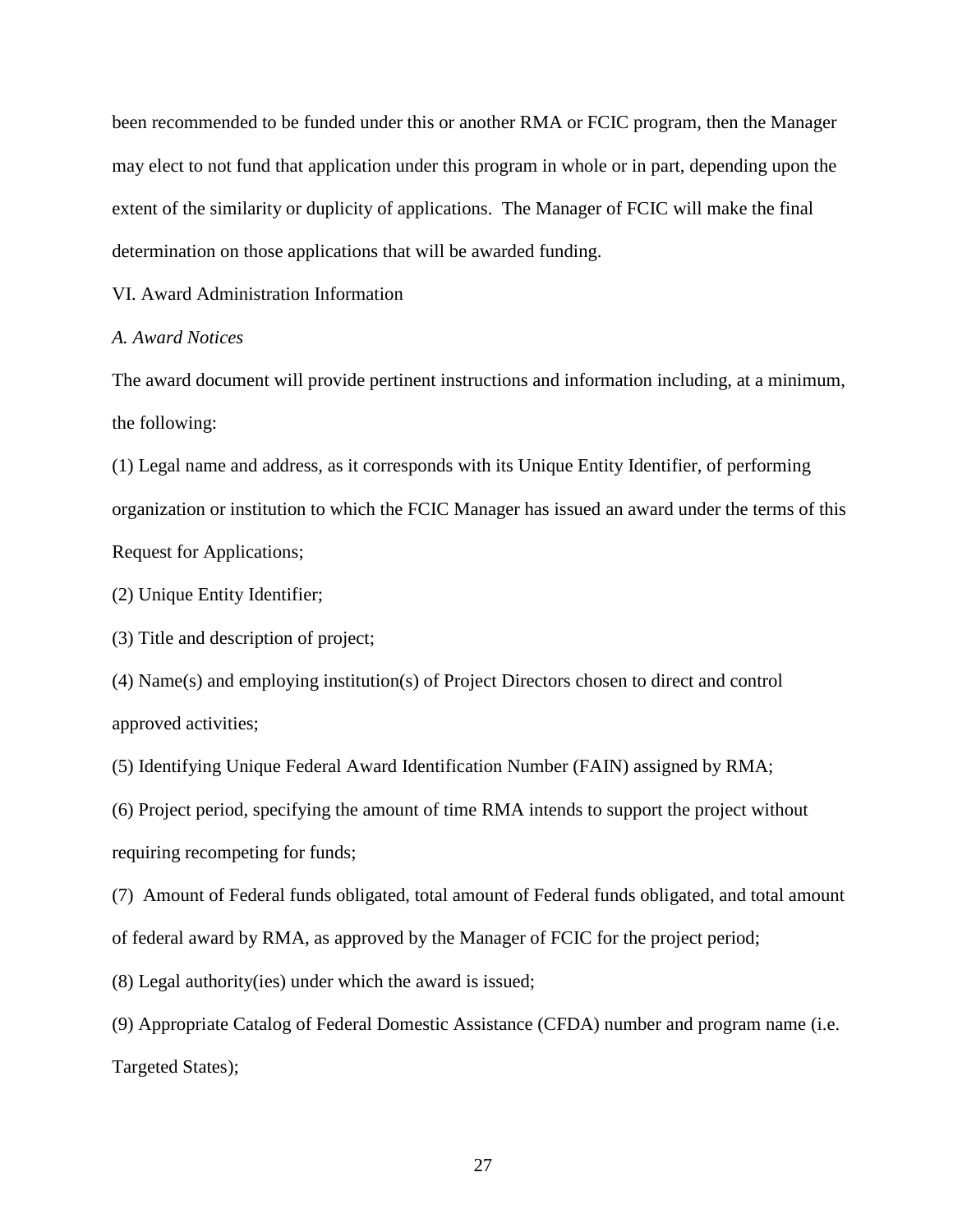been recommended to be funded under this or another RMA or FCIC program, then the Manager may elect to not fund that application under this program in whole or in part, depending upon the extent of the similarity or duplicity of applications. The Manager of FCIC will make the final determination on those applications that will be awarded funding.

## VI. Award Administration Information

### *A. Award Notices*

The award document will provide pertinent instructions and information including, at a minimum, the following:

(1) Legal name and address, as it corresponds with its Unique Entity Identifier, of performing organization or institution to which the FCIC Manager has issued an award under the terms of this Request for Applications;

(2) Unique Entity Identifier;

(3) Title and description of project;

(4) Name(s) and employing institution(s) of Project Directors chosen to direct and control approved activities;

(5) Identifying Unique Federal Award Identification Number (FAIN) assigned by RMA;

(6) Project period, specifying the amount of time RMA intends to support the project without requiring recompeting for funds;

(7) Amount of Federal funds obligated, total amount of Federal funds obligated, and total amount of federal award by RMA, as approved by the Manager of FCIC for the project period;

(8) Legal authority(ies) under which the award is issued;

(9) Appropriate Catalog of Federal Domestic Assistance (CFDA) number and program name (i.e. Targeted States);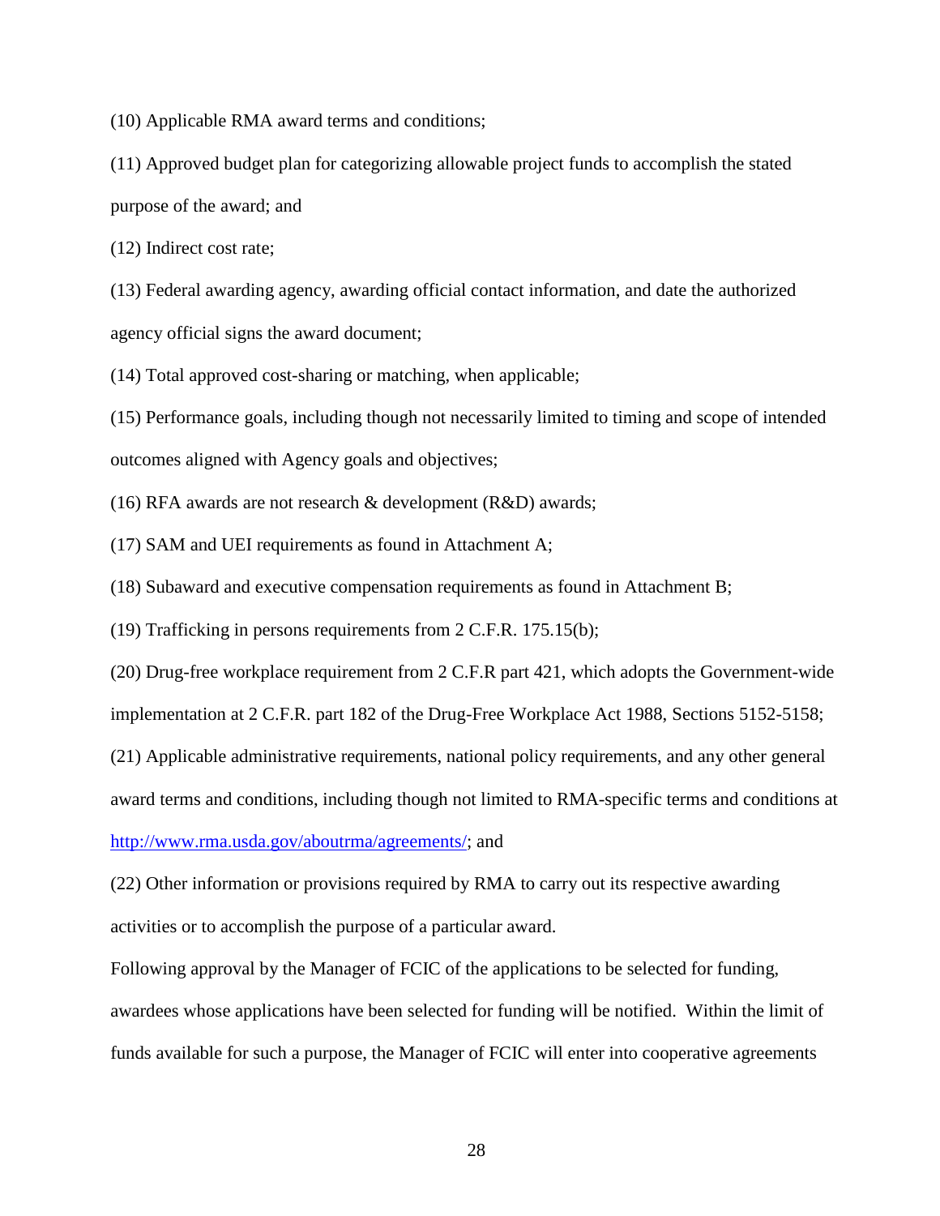(10) Applicable RMA award terms and conditions;

(11) Approved budget plan for categorizing allowable project funds to accomplish the stated purpose of the award; and

(12) Indirect cost rate;

(13) Federal awarding agency, awarding official contact information, and date the authorized agency official signs the award document;

(14) Total approved cost-sharing or matching, when applicable;

(15) Performance goals, including though not necessarily limited to timing and scope of intended outcomes aligned with Agency goals and objectives;

(16) RFA awards are not research & development (R&D) awards;

(17) SAM and UEI requirements as found in Attachment A;

(18) Subaward and executive compensation requirements as found in Attachment B;

(19) Trafficking in persons requirements from 2 C.F.R. 175.15(b);

(20) Drug-free workplace requirement from 2 C.F.R part 421, which adopts the Government-wide implementation at 2 C.F.R. part 182 of the Drug-Free Workplace Act 1988, Sections 5152-5158;

(21) Applicable administrative requirements, national policy requirements, and any other general award terms and conditions, including though not limited to RMA-specific terms and conditions at [http://www.rma.usda.gov/aboutrma/agreements/](http://www.rma.usda.gov/aboutrma/agreements/); and

(22) Other information or provisions required by RMA to carry out its respective awarding activities or to accomplish the purpose of a particular award.

Following approval by the Manager of FCIC of the applications to be selected for funding, awardees whose applications have been selected for funding will be notified. Within the limit of funds available for such a purpose, the Manager of FCIC will enter into cooperative agreements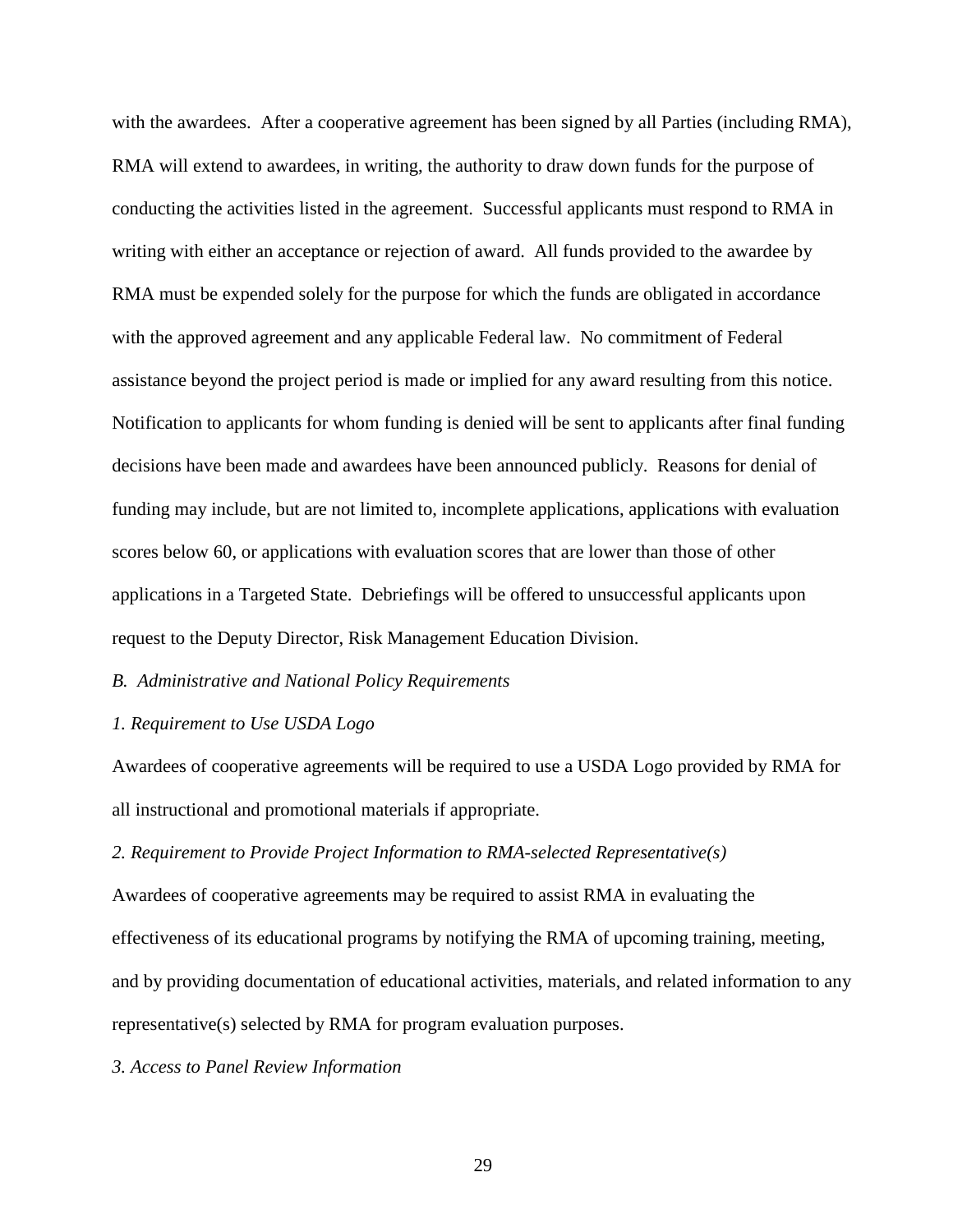with the awardees. After a cooperative agreement has been signed by all Parties (including RMA), RMA will extend to awardees, in writing, the authority to draw down funds for the purpose of conducting the activities listed in the agreement. Successful applicants must respond to RMA in writing with either an acceptance or rejection of award. All funds provided to the awardee by RMA must be expended solely for the purpose for which the funds are obligated in accordance with the approved agreement and any applicable Federal law. No commitment of Federal assistance beyond the project period is made or implied for any award resulting from this notice. Notification to applicants for whom funding is denied will be sent to applicants after final funding decisions have been made and awardees have been announced publicly. Reasons for denial of funding may include, but are not limited to, incomplete applications, applications with evaluation scores below 60, or applications with evaluation scores that are lower than those of other applications in a Targeted State. Debriefings will be offered to unsuccessful applicants upon request to the Deputy Director, Risk Management Education Division.

*B. Administrative and National Policy Requirements*

*1. Requirement to Use USDA Logo*

Awardees of cooperative agreements will be required to use a USDA Logo provided by RMA for all instructional and promotional materials if appropriate.

*2. Requirement to Provide Project Information to RMA-selected Representative(s)*

Awardees of cooperative agreements may be required to assist RMA in evaluating the effectiveness of its educational programs by notifying the RMA of upcoming training, meeting, and by providing documentation of educational activities, materials, and related information to any representative(s) selected by RMA for program evaluation purposes.

*3. Access to Panel Review Information*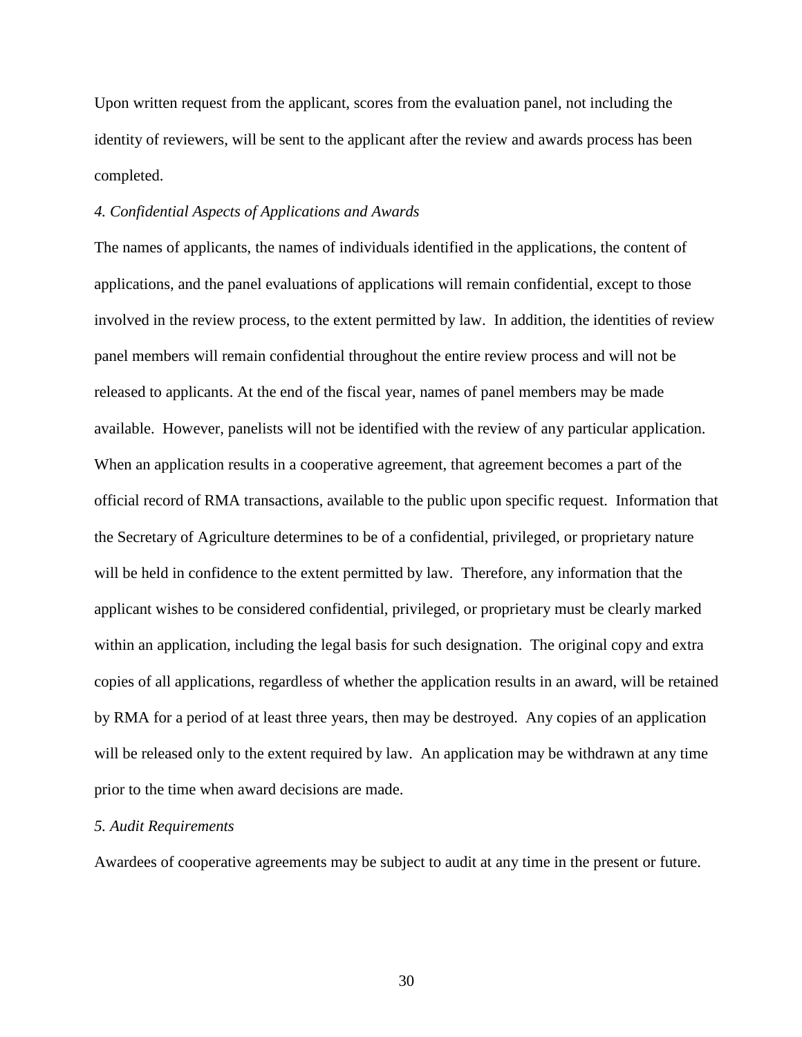Upon written request from the applicant, scores from the evaluation panel, not including the identity of reviewers, will be sent to the applicant after the review and awards process has been completed.

*4. Confidential Aspects of Applications and Awards*

The names of applicants, the names of individuals identified in the applications, the content of applications, and the panel evaluations of applications will remain confidential, except to those involved in the review process, to the extent permitted by law. In addition, the identities of review panel members will remain confidential throughout the entire review process and will not be released to applicants. At the end of the fiscal year, names of panel members may be made available. However, panelists will not be identified with the review of any particular application. When an application results in a cooperative agreement, that agreement becomes a part of the official record of RMA transactions, available to the public upon specific request. Information that the Secretary of Agriculture determines to be of a confidential, privileged, or proprietary nature will be held in confidence to the extent permitted by law. Therefore, any information that the applicant wishes to be considered confidential, privileged, or proprietary must be clearly marked within an application, including the legal basis for such designation. The original copy and extra copies of all applications, regardless of whether the application results in an award, will be retained by RMA for a period of at least three years, then may be destroyed. Any copies of an application will be released only to the extent required by law. An application may be withdrawn at any time prior to the time when award decisions are made.

*5. Audit Requirements*

Awardees of cooperative agreements may be subject to audit at any time in the present or future.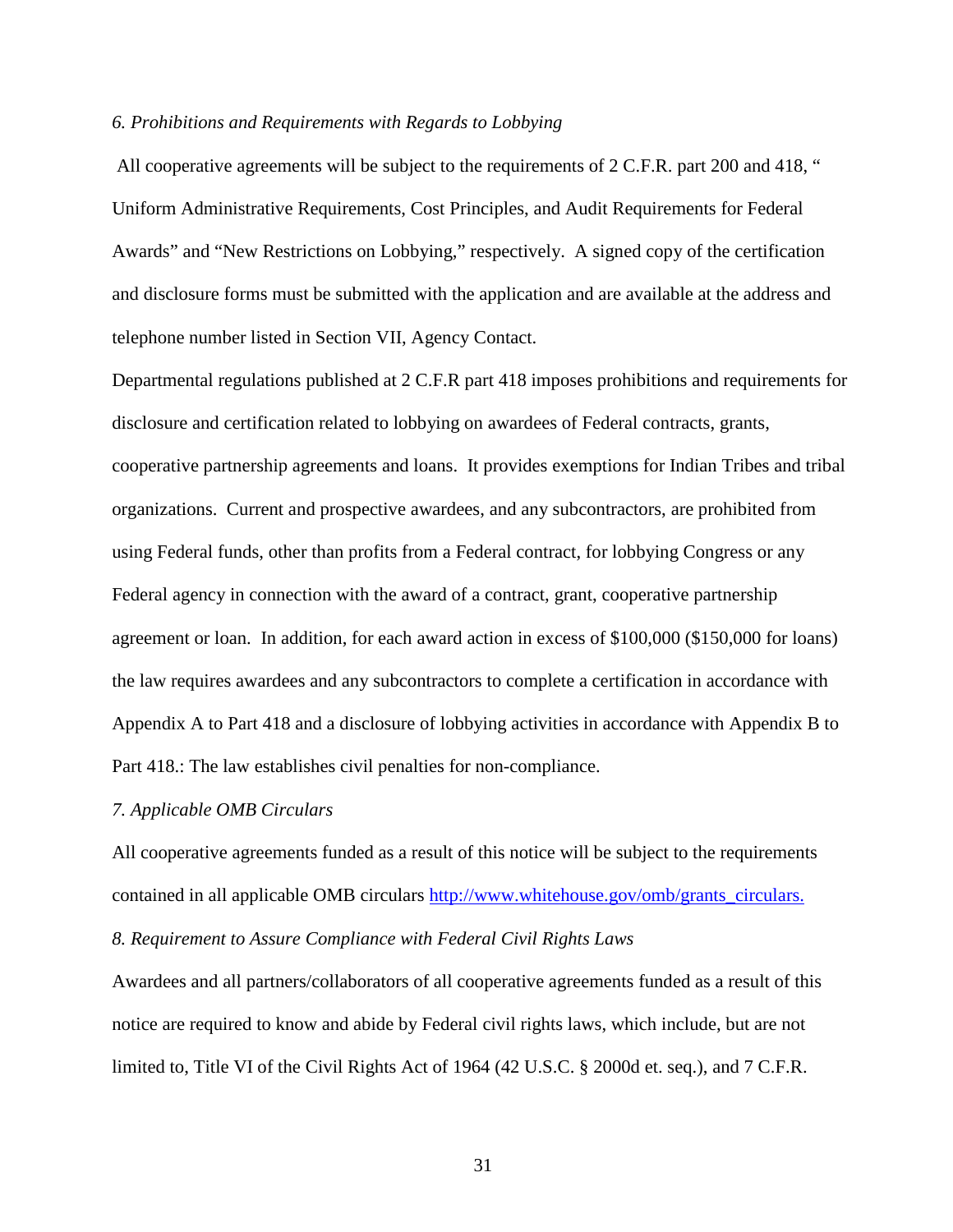*6. Prohibitions and Requirements with Regards to Lobbying*

All cooperative agreements will be subject to the requirements of 2 C.F.R. part 200 and 418, " Uniform Administrative Requirements, Cost Principles, and Audit Requirements for Federal Awards" and "New Restrictions on Lobbying," respectively. A signed copy of the certification and disclosure forms must be submitted with the application and are available at the address and telephone number listed in Section VII, Agency Contact.

Departmental regulations published at 2 C.F.R part 418 imposes prohibitions and requirements for disclosure and certification related to lobbying on awardees of Federal contracts, grants, cooperative partnership agreements and loans. It provides exemptions for Indian Tribes and tribal organizations. Current and prospective awardees, and any subcontractors, are prohibited from using Federal funds, other than profits from a Federal contract, for lobbying Congress or any Federal agency in connection with the award of a contract, grant, cooperative partnership agreement or loan. In addition, for each award action in excess of $100,000 ($150,000 for loans) the law requires awardees and any subcontractors to complete a certification in accordance with Appendix A to Part 418 and a disclosure of lobbying activities in accordance with Appendix B to Part 418.: The law establishes civil penalties for non-compliance.

*7. Applicable OMB Circulars*

All cooperative agreements funded as a result of this notice will be subject to the requirements contained in all applicable OMB circulars [http://www.whitehouse.gov/omb/grants_circulars.](http://www.whitehouse.gov/omb/grants_circulars)

*8. Requirement to Assure Compliance with Federal Civil Rights Laws*

Awardees and all partners/collaborators of all cooperative agreements funded as a result of this notice are required to know and abide by Federal civil rights laws, which include, but are not limited to, Title VI of the Civil Rights Act of 1964 (42 U.S.C. § 2000d et. seq.), and 7 C.F.R.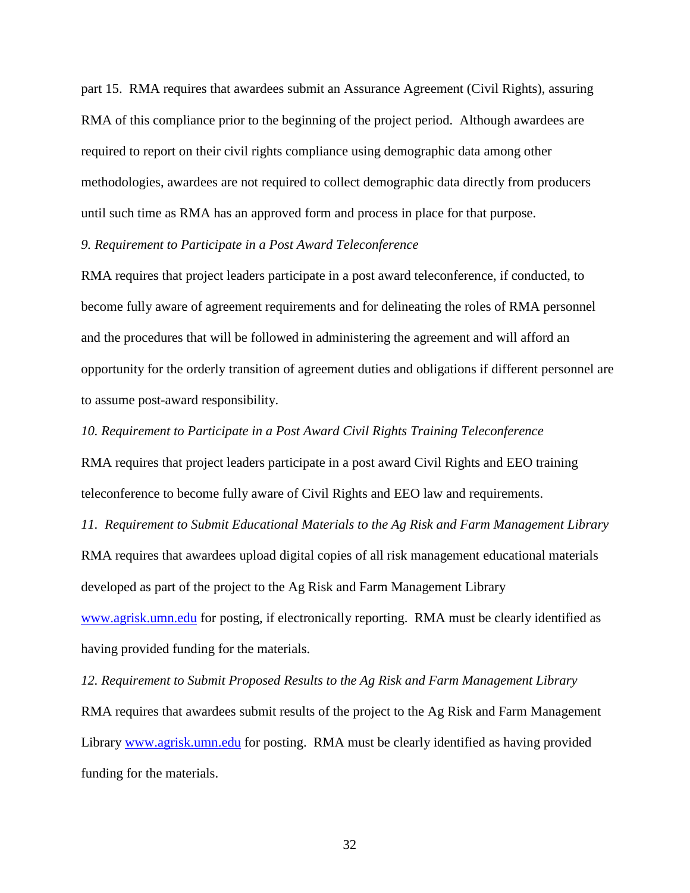part 15. RMA requires that awardees submit an Assurance Agreement (Civil Rights), assuring RMA of this compliance prior to the beginning of the project period. Although awardees are required to report on their civil rights compliance using demographic data among other methodologies, awardees are not required to collect demographic data directly from producers until such time as RMA has an approved form and process in place for that purpose.

*9. Requirement to Participate in a Post Award Teleconference*

RMA requires that project leaders participate in a post award teleconference, if conducted, to become fully aware of agreement requirements and for delineating the roles of RMA personnel and the procedures that will be followed in administering the agreement and will afford an opportunity for the orderly transition of agreement duties and obligations if different personnel are to assume post-award responsibility.

*10. Requirement to Participate in a Post Award Civil Rights Training Teleconference*

RMA requires that project leaders participate in a post award Civil Rights and EEO training teleconference to become fully aware of Civil Rights and EEO law and requirements.

*11. Requirement to Submit Educational Materials to the Ag Risk and Farm Management Library*

RMA requires that awardees upload digital copies of all risk management educational materials developed as part of the project to the Ag Risk and Farm Management Library [www.agrisk.umn.edu](http://www.agrisk.umn.edu) for posting, if electronically reporting. RMA must be clearly identified as having provided funding for the materials.

*12. Requirement to Submit Proposed Results to the Ag Risk and Farm Management Library*

RMA requires that awardees submit results of the project to the Ag Risk and Farm Management Library [www.agrisk.umn.edu](http://www.agrisk.umn.edu) for posting. RMA must be clearly identified as having provided funding for the materials.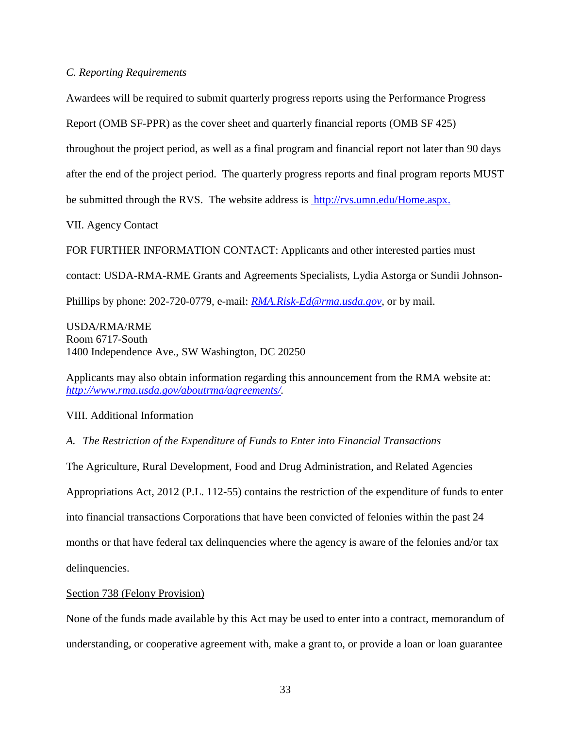*C. Reporting Requirements*

Awardees will be required to submit quarterly progress reports using the Performance Progress Report (OMB SF-PPR) as the cover sheet and quarterly financial reports (OMB SF 425) throughout the project period, as well as a final program and financial report not later than 90 days after the end of the project period. The quarterly progress reports and final program reports MUST be submitted through the RVS. The website address is [http://rvs.umn.edu/Home.aspx.](http://rvs.umn.edu/Home.aspx)

VII. Agency Contact

FOR FURTHER INFORMATION CONTACT: Applicants and other interested parties must contact: USDA-RMA-RME Grants and Agreements Specialists, Lydia Astorga or Sundii Johnson-Phillips by phone: 202-720-0779, e-mail: *[RMA.Risk-Ed@rma.usda.gov](mailto:RMA.Risk-Ed@rma.usda.gov)*, or by mail.

USDA/RMA/RME
Room 6717-South
1400 Independence Ave., SW Washington, DC 20250

Applicants may also obtain information regarding this announcement from the RMA website at: *[http://www.rma.usda.gov/aboutrma/agreements/](http://www.rma.usda.gov/aboutrma/agreements/)*.

VIII. Additional Information

*A. The Restriction of the Expenditure of Funds to Enter into Financial Transactions*

The Agriculture, Rural Development, Food and Drug Administration, and Related Agencies Appropriations Act, 2012 (P.L. 112-55) contains the restriction of the expenditure of funds to enter into financial transactions Corporations that have been convicted of felonies within the past 24 months or that have federal tax delinquencies where the agency is aware of the felonies and/or tax delinquencies.

<u>Section 738 (Felony Provision)</u>

None of the funds made available by this Act may be used to enter into a contract, memorandum of understanding, or cooperative agreement with, make a grant to, or provide a loan or loan guarantee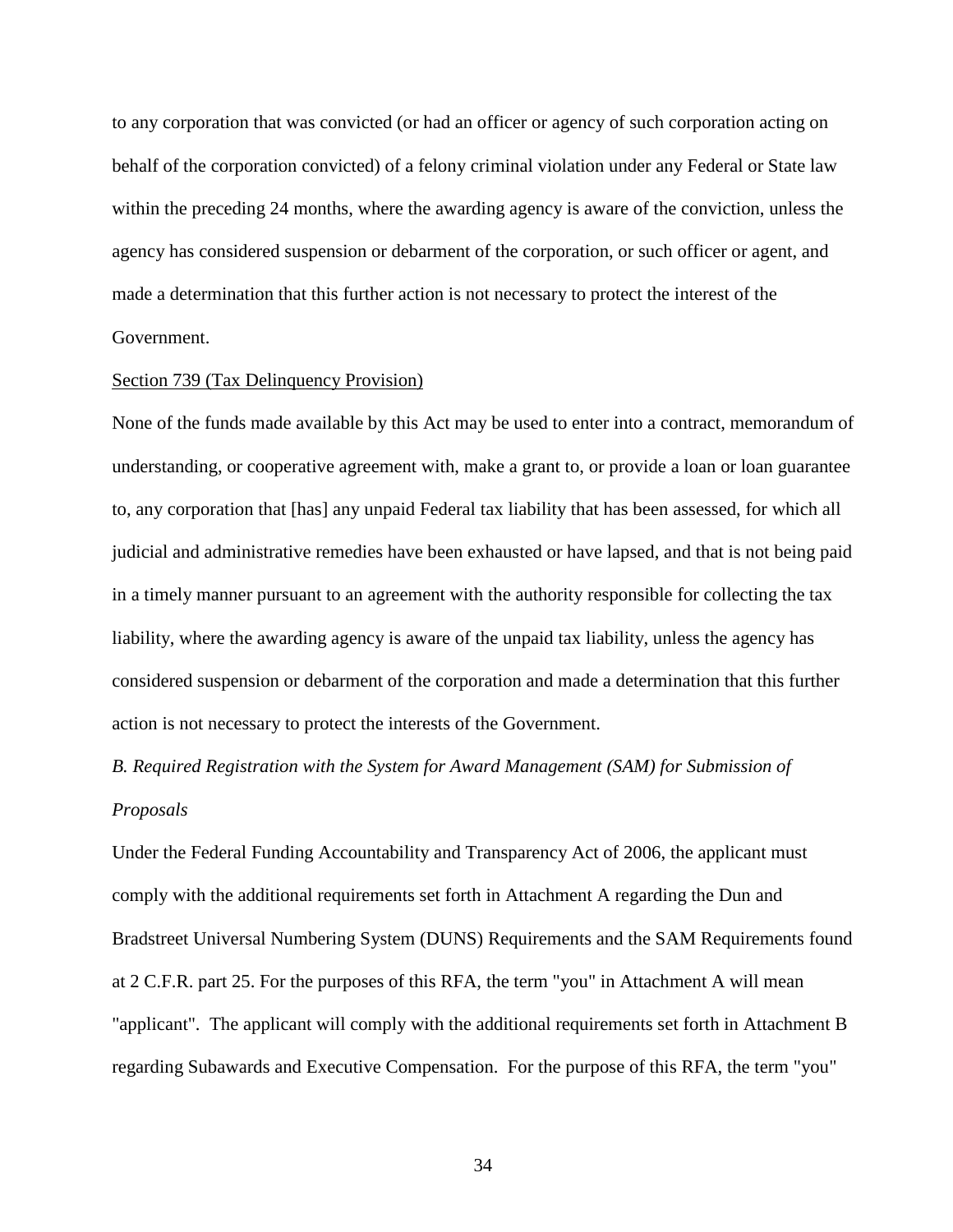to any corporation that was convicted (or had an officer or agency of such corporation acting on behalf of the corporation convicted) of a felony criminal violation under any Federal or State law within the preceding 24 months, where the awarding agency is aware of the conviction, unless the agency has considered suspension or debarment of the corporation, or such officer or agent, and made a determination that this further action is not necessary to protect the interest of the Government.

<u>Section 739 (Tax Delinquency Provision)</u>

None of the funds made available by this Act may be used to enter into a contract, memorandum of understanding, or cooperative agreement with, make a grant to, or provide a loan or loan guarantee to, any corporation that [has] any unpaid Federal tax liability that has been assessed, for which all judicial and administrative remedies have been exhausted or have lapsed, and that is not being paid in a timely manner pursuant to an agreement with the authority responsible for collecting the tax liability, where the awarding agency is aware of the unpaid tax liability, unless the agency has considered suspension or debarment of the corporation and made a determination that this further action is not necessary to protect the interests of the Government.

*B. Required Registration with the System for Award Management (SAM) for Submission of Proposals*

Under the Federal Funding Accountability and Transparency Act of 2006, the applicant must comply with the additional requirements set forth in Attachment A regarding the Dun and Bradstreet Universal Numbering System (DUNS) Requirements and the SAM Requirements found at 2 C.F.R. part 25. For the purposes of this RFA, the term "you" in Attachment A will mean "applicant". The applicant will comply with the additional requirements set forth in Attachment B regarding Subawards and Executive Compensation. For the purpose of this RFA, the term "you"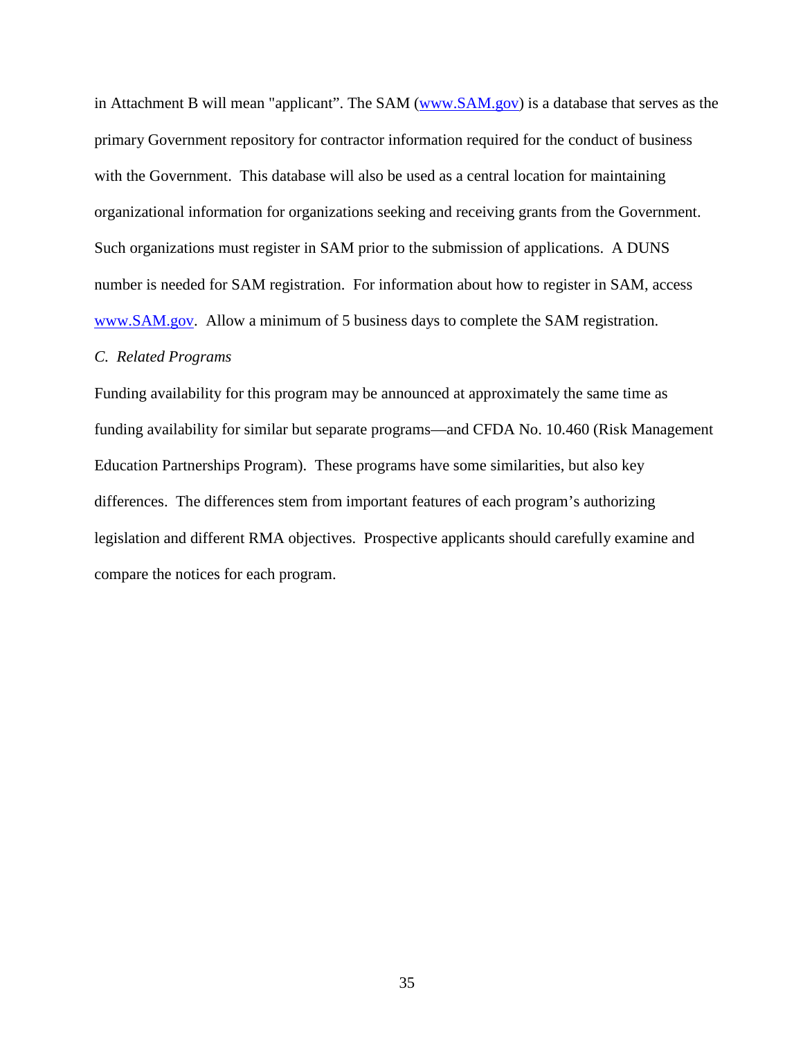in Attachment B will mean "applicant". The SAM (www.SAM.gov) is a database that serves as the primary Government repository for contractor information required for the conduct of business with the Government. This database will also be used as a central location for maintaining organizational information for organizations seeking and receiving grants from the Government. Such organizations must register in SAM prior to the submission of applications. A DUNS number is needed for SAM registration. For information about how to register in SAM, access www.SAM.gov. Allow a minimum of 5 business days to complete the SAM registration.

*C. Related Programs*

Funding availability for this program may be announced at approximately the same time as funding availability for similar but separate programs—and CFDA No. 10.460 (Risk Management Education Partnerships Program). These programs have some similarities, but also key differences. The differences stem from important features of each program's authorizing legislation and different RMA objectives. Prospective applicants should carefully examine and compare the notices for each program.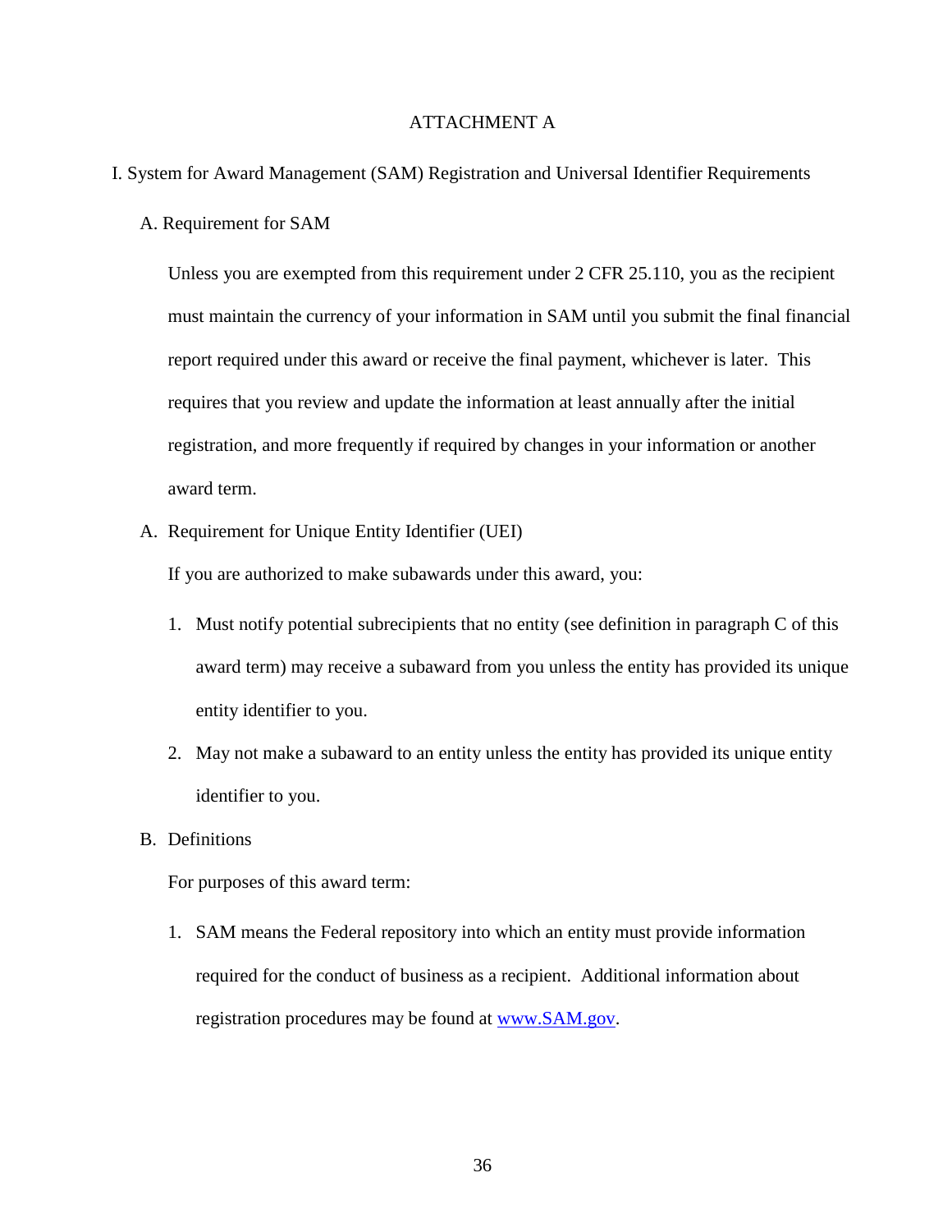# ATTACHMENT A

## I. System for Award Management (SAM) Registration and Universal Identifier Requirements

### A. Requirement for SAM

Unless you are exempted from this requirement under 2 CFR 25.110, you as the recipient must maintain the currency of your information in SAM until you submit the final financial report required under this award or receive the final payment, whichever is later. This requires that you review and update the information at least annually after the initial registration, and more frequently if required by changes in your information or another award term.

### A. Requirement for Unique Entity Identifier (UEI)

If you are authorized to make subawards under this award, you:

1. Must notify potential subrecipients that no entity (see definition in paragraph C of this award term) may receive a subaward from you unless the entity has provided its unique entity identifier to you.
2. May not make a subaward to an entity unless the entity has provided its unique entity identifier to you.

### B. Definitions

For purposes of this award term:

1. SAM means the Federal repository into which an entity must provide information required for the conduct of business as a recipient. Additional information about registration procedures may be found at www.SAM.gov.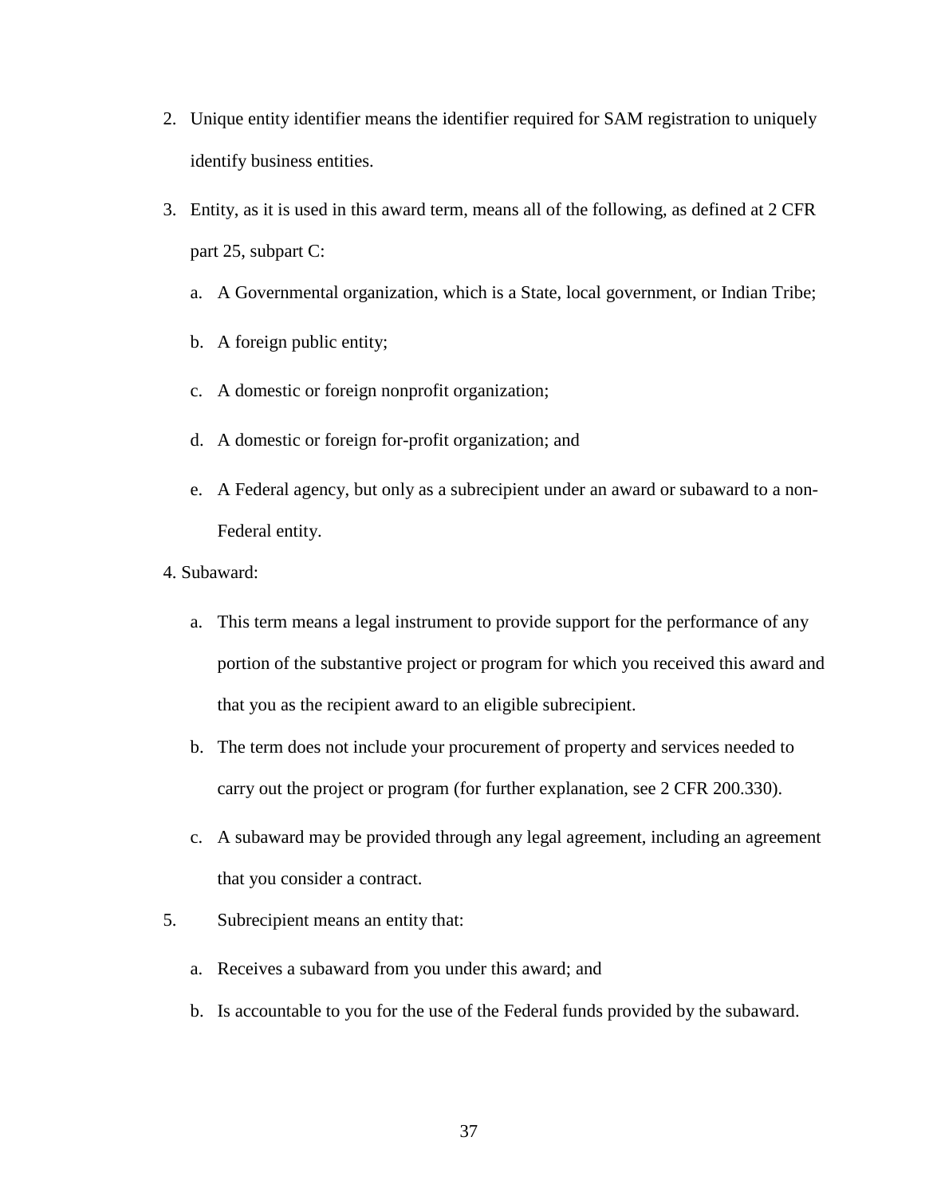2. Unique entity identifier means the identifier required for SAM registration to uniquely identify business entities.
3. Entity, as it is used in this award term, means all of the following, as defined at 2 CFR part 25, subpart C:
    a. A Governmental organization, which is a State, local government, or Indian Tribe;
    b. A foreign public entity;
    c. A domestic or foreign nonprofit organization;
    d. A domestic or foreign for-profit organization; and
    e. A Federal agency, but only as a subrecipient under an award or subaward to a non-Federal entity.
4. Subaward:
    a. This term means a legal instrument to provide support for the performance of any portion of the substantive project or program for which you received this award and that you as the recipient award to an eligible subrecipient.
    b. The term does not include your procurement of property and services needed to carry out the project or program (for further explanation, see 2 CFR 200.330).
    c. A subaward may be provided through any legal agreement, including an agreement that you consider a contract.
5. Subrecipient means an entity that:
    a. Receives a subaward from you under this award; and
    b. Is accountable to you for the use of the Federal funds provided by the subaward.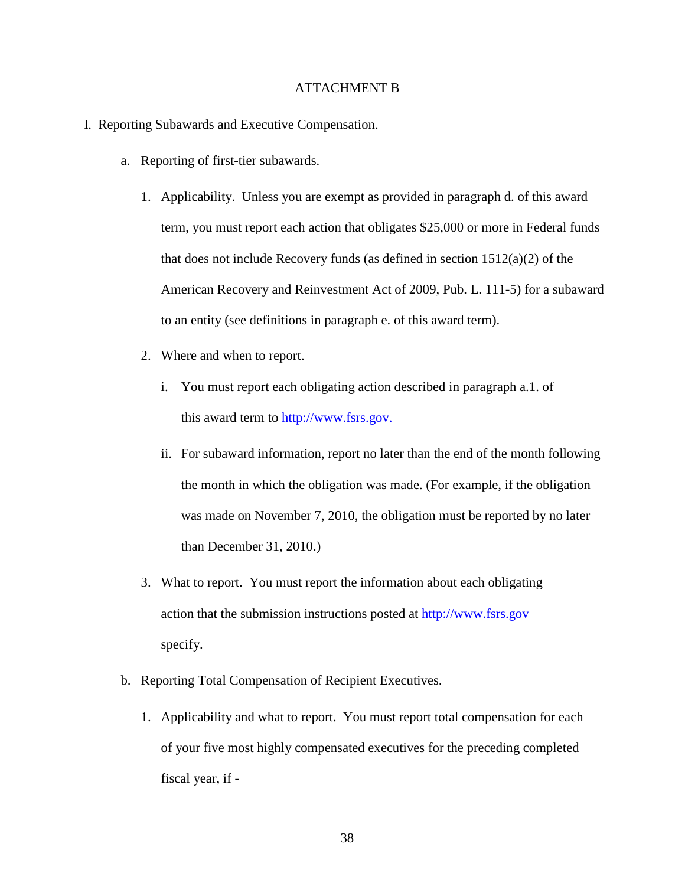# ATTACHMENT B

I. Reporting Subawards and Executive Compensation.

a. Reporting of first-tier subawards.

1. Applicability. Unless you are exempt as provided in paragraph d. of this award term, you must report each action that obligates $25,000 or more in Federal funds that does not include Recovery funds (as defined in section 1512(a)(2) of the American Recovery and Reinvestment Act of 2009, Pub. L. 111-5) for a subaward to an entity (see definitions in paragraph e. of this award term).

2. Where and when to report.

   i. You must report each obligating action described in paragraph a.1. of this award term to [http://www.fsrs.gov.](http://www.fsrs.gov)

   ii. For subaward information, report no later than the end of the month following the month in which the obligation was made. (For example, if the obligation was made on November 7, 2010, the obligation must be reported by no later than December 31, 2010.)

3. What to report. You must report the information about each obligating action that the submission instructions posted at [http://www.fsrs.gov](http://www.fsrs.gov) specify.

b. Reporting Total Compensation of Recipient Executives.

1. Applicability and what to report. You must report total compensation for each of your five most highly compensated executives for the preceding completed fiscal year, if -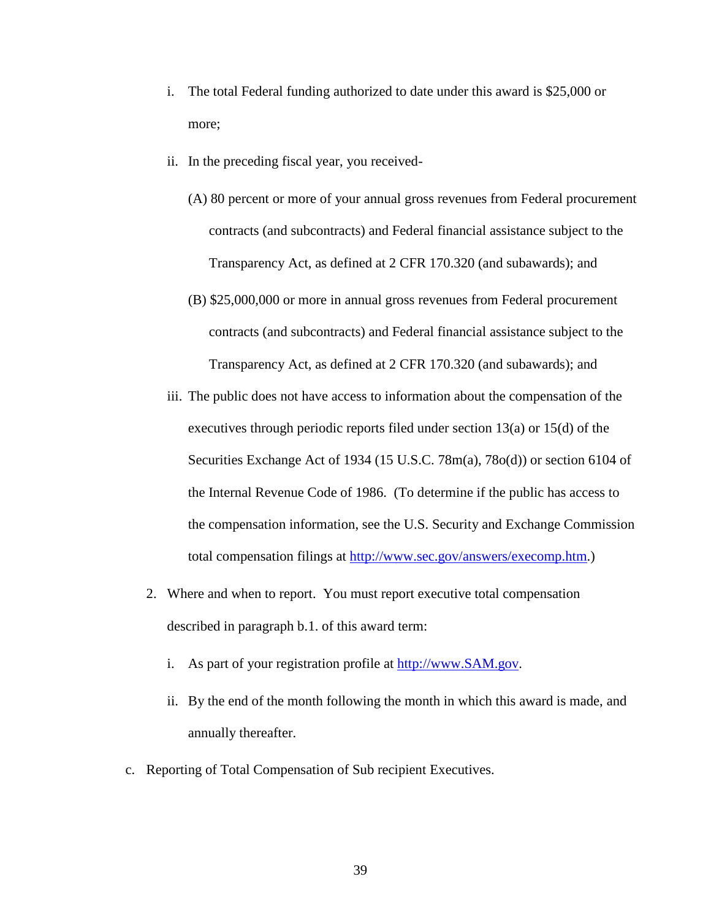i. The total Federal funding authorized to date under this award is $25,000 or more;

ii. In the preceding fiscal year, you received-

(A) 80 percent or more of your annual gross revenues from Federal procurement contracts (and subcontracts) and Federal financial assistance subject to the Transparency Act, as defined at 2 CFR 170.320 (and subawards); and

(B) $25,000,000 or more in annual gross revenues from Federal procurement contracts (and subcontracts) and Federal financial assistance subject to the Transparency Act, as defined at 2 CFR 170.320 (and subawards); and

iii. The public does not have access to information about the compensation of the executives through periodic reports filed under section 13(a) or 15(d) of the Securities Exchange Act of 1934 (15 U.S.C. 78m(a), 78o(d)) or section 6104 of the Internal Revenue Code of 1986. (To determine if the public has access to the compensation information, see the U.S. Security and Exchange Commission total compensation filings at http://www.sec.gov/answers/execomp.htm.)

2. Where and when to report. You must report executive total compensation described in paragraph b.1. of this award term:

i. As part of your registration profile at http://www.SAM.gov.

ii. By the end of the month following the month in which this award is made, and annually thereafter.

c. Reporting of Total Compensation of Sub recipient Executives.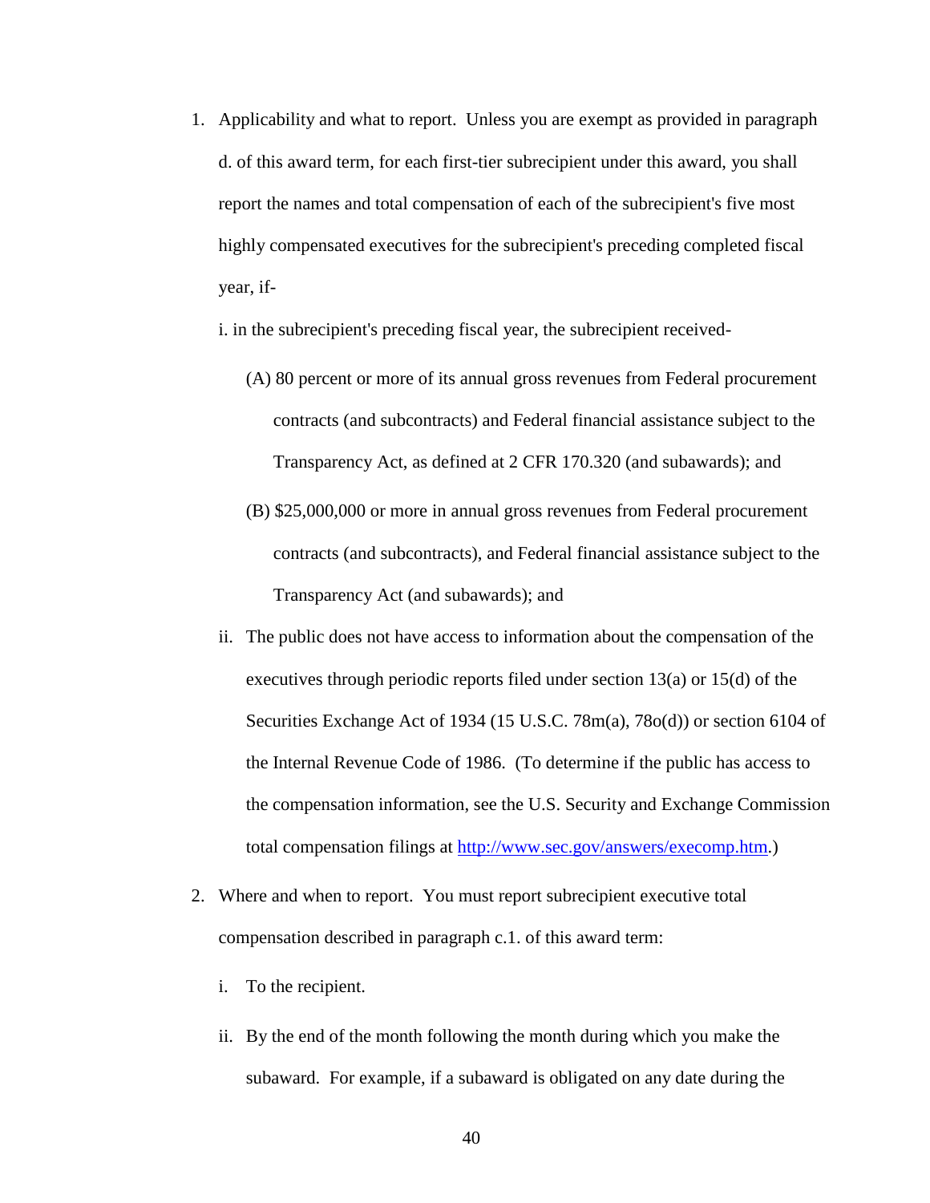1. Applicability and what to report. Unless you are exempt as provided in paragraph d. of this award term, for each first-tier subrecipient under this award, you shall report the names and total compensation of each of the subrecipient's five most highly compensated executives for the subrecipient's preceding completed fiscal year, if-

   i. in the subrecipient's preceding fiscal year, the subrecipient received-

      (A) 80 percent or more of its annual gross revenues from Federal procurement contracts (and subcontracts) and Federal financial assistance subject to the Transparency Act, as defined at 2 CFR 170.320 (and subawards); and

      (B) $25,000,000 or more in annual gross revenues from Federal procurement contracts (and subcontracts), and Federal financial assistance subject to the Transparency Act (and subawards); and

   ii. The public does not have access to information about the compensation of the executives through periodic reports filed under section 13(a) or 15(d) of the Securities Exchange Act of 1934 (15 U.S.C. 78m(a), 78o(d)) or section 6104 of the Internal Revenue Code of 1986. (To determine if the public has access to the compensation information, see the U.S. Security and Exchange Commission total compensation filings at [http://www.sec.gov/answers/execomp.htm](http://www.sec.gov/answers/execomp.htm).)

2. Where and when to report. You must report subrecipient executive total compensation described in paragraph c.1. of this award term:

   i. To the recipient.

   ii. By the end of the month following the month during which you make the subaward. For example, if a subaward is obligated on any date during the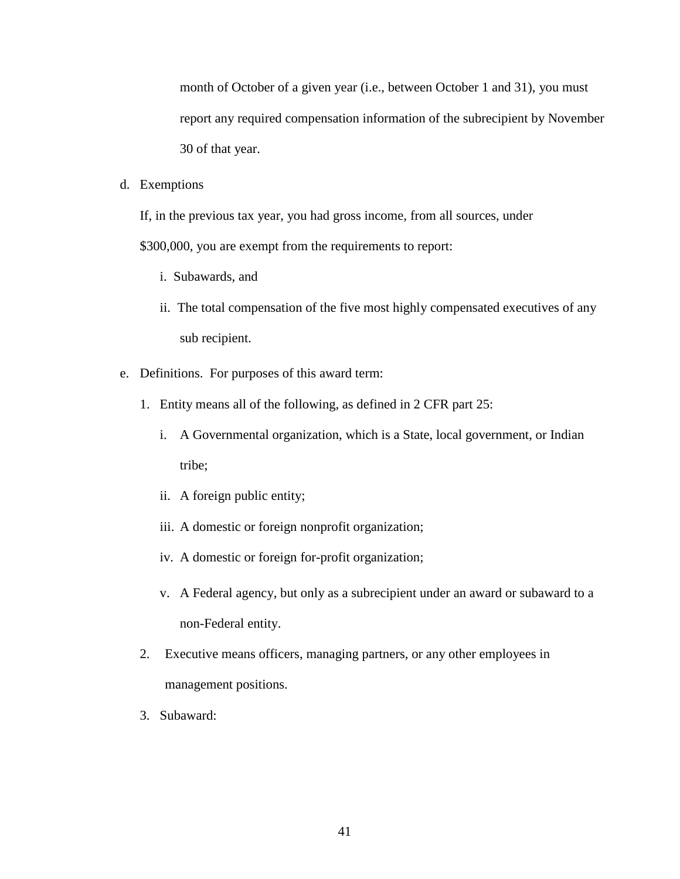month of October of a given year (i.e., between October 1 and 31), you must report any required compensation information of the subrecipient by November 30 of that year.

d. Exemptions

   If, in the previous tax year, you had gross income, from all sources, under $300,000, you are exempt from the requirements to report:

   i. Subawards, and

   ii. The total compensation of the five most highly compensated executives of any sub recipient.

e. Definitions. For purposes of this award term:

   1. Entity means all of the following, as defined in 2 CFR part 25:

      i. A Governmental organization, which is a State, local government, or Indian tribe;

      ii. A foreign public entity;

      iii. A domestic or foreign nonprofit organization;

      iv. A domestic or foreign for-profit organization;

      v. A Federal agency, but only as a subrecipient under an award or subaward to a non-Federal entity.

   2. Executive means officers, managing partners, or any other employees in management positions.

   3. Subaward: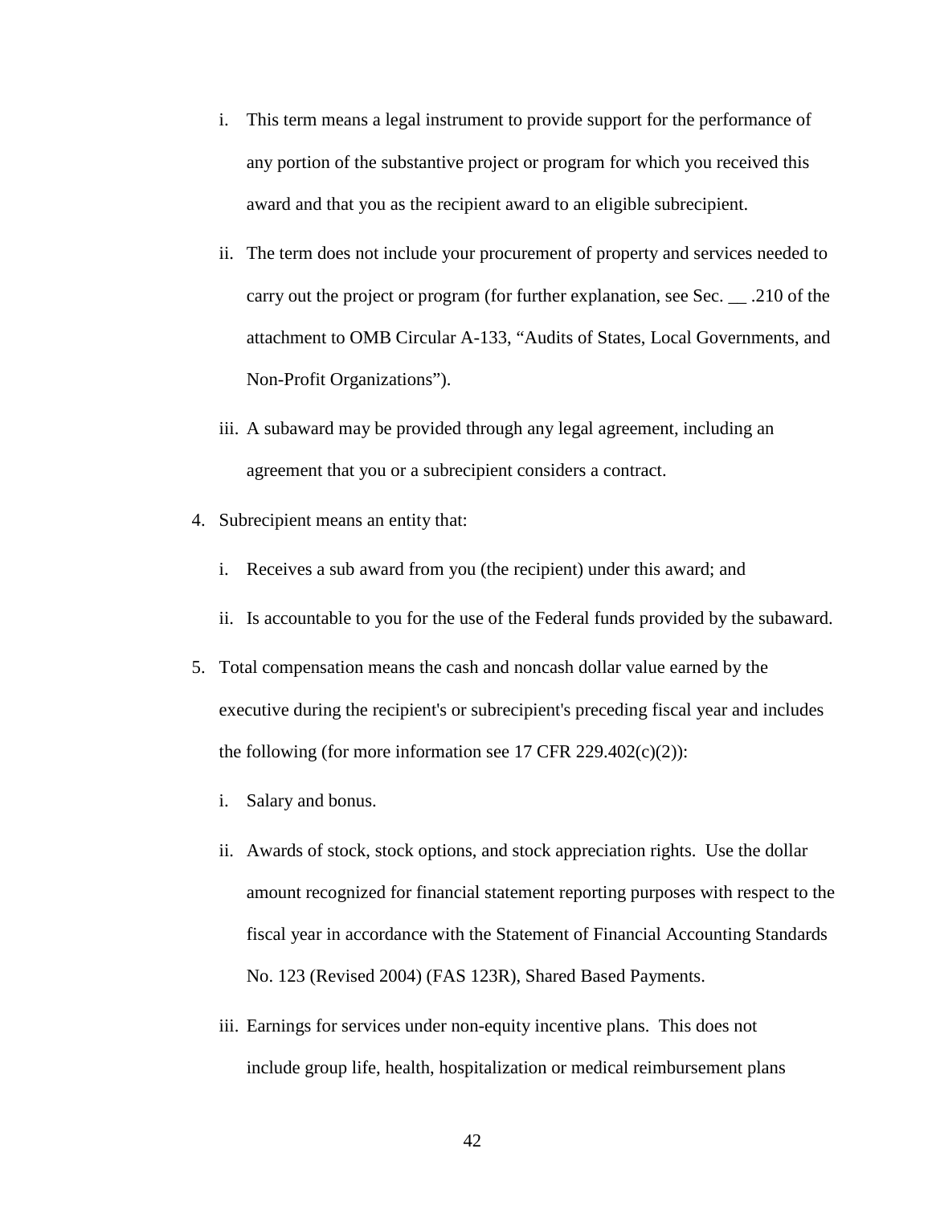i. This term means a legal instrument to provide support for the performance of any portion of the substantive project or program for which you received this award and that you as the recipient award to an eligible subrecipient.

ii. The term does not include your procurement of property and services needed to carry out the project or program (for further explanation, see Sec. __ .210 of the attachment to OMB Circular A-133, “Audits of States, Local Governments, and Non-Profit Organizations”).

iii. A subaward may be provided through any legal agreement, including an agreement that you or a subrecipient considers a contract.

4. Subrecipient means an entity that:

   i. Receives a sub award from you (the recipient) under this award; and

   ii. Is accountable to you for the use of the Federal funds provided by the subaward.

5. Total compensation means the cash and noncash dollar value earned by the executive during the recipient's or subrecipient's preceding fiscal year and includes the following (for more information see 17 CFR 229.402(c)(2)):

   i. Salary and bonus.

   ii. Awards of stock, stock options, and stock appreciation rights. Use the dollar amount recognized for financial statement reporting purposes with respect to the fiscal year in accordance with the Statement of Financial Accounting Standards No. 123 (Revised 2004) (FAS 123R), Shared Based Payments.

   iii. Earnings for services under non-equity incentive plans. This does not include group life, health, hospitalization or medical reimbursement plans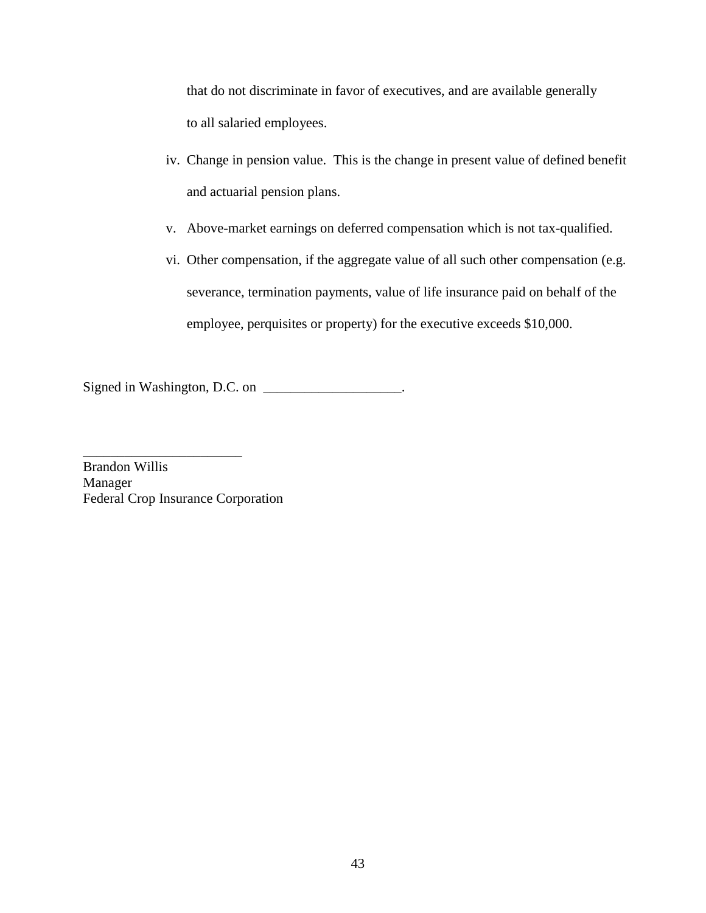that do not discriminate in favor of executives, and are available generally to all salaried employees.

iv. Change in pension value. This is the change in present value of defined benefit and actuarial pension plans.

v. Above-market earnings on deferred compensation which is not tax-qualified.

vi. Other compensation, if the aggregate value of all such other compensation (e.g. severance, termination payments, value of life insurance paid on behalf of the employee, perquisites or property) for the executive exceeds $10,000.

Signed in Washington, D.C. on ____________________.

_______________________
Brandon Willis
Manager
Federal Crop Insurance Corporation